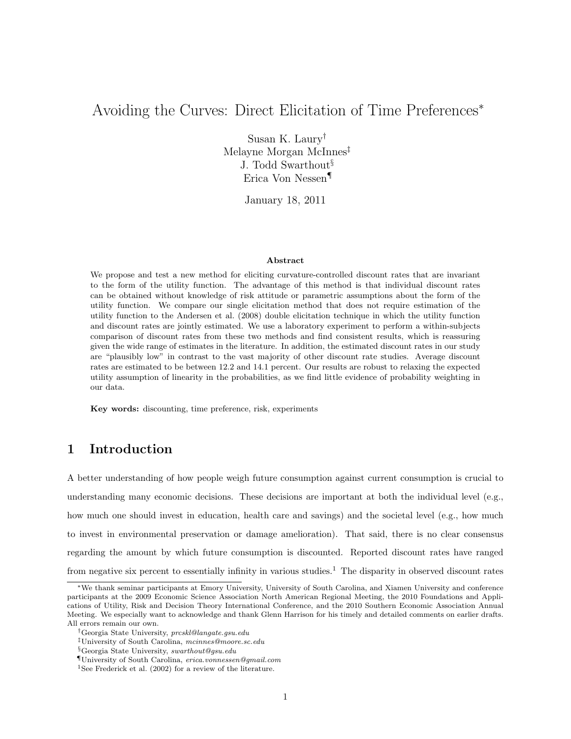# Avoiding the Curves: Direct Elicitation of Time Preferences*

Susan K. Laury[†]
Melayne Morgan McInnes[‡]
J. Todd Swarthout[§]
Erica Von Nessen[¶]

January 18, 2011

### Abstract

We propose and test a new method for eliciting curvature-controlled discount rates that are invariant to the form of the utility function. The advantage of this method is that individual discount rates can be obtained without knowledge of risk attitude or parametric assumptions about the form of the utility function. We compare our single elicitation method that does not require estimation of the utility function to the Andersen et al. (2008) double elicitation technique in which the utility function and discount rates are jointly estimated. We use a laboratory experiment to perform a within-subjects comparison of discount rates from these two methods and find consistent results, which is reassuring given the wide range of estimates in the literature. In addition, the estimated discount rates in our study are "plausibly low" in contrast to the vast majority of other discount rate studies. Average discount rates are estimated to be between 12.2 and 14.1 percent. Our results are robust to relaxing the expected utility assumption of linearity in the probabilities, as we find little evidence of probability weighting in our data.

**Key words:** discounting, time preference, risk, experiments

## 1 Introduction

A better understanding of how people weigh future consumption against current consumption is crucial to understanding many economic decisions. These decisions are important at both the individual level (e.g., how much one should invest in education, health care and savings) and the societal level (e.g., how much to invest in environmental preservation or damage amelioration). That said, there is no clear consensus regarding the amount by which future consumption is discounted. Reported discount rates have ranged from negative six percent to essentially infinity in various studies.[1] The disparity in observed discount rates

---

*We thank seminar participants at Emory University, University of South Carolina, and Xiamen University and conference participants at the 2009 Economic Science Association North American Regional Meeting, the 2010 Foundations and Applications of Utility, Risk and Decision Theory International Conference, and the 2010 Southern Economic Association Annual Meeting. We especially want to acknowledge and thank Glenn Harrison for his timely and detailed comments on earlier drafts. All errors remain our own.

[†]Georgia State University, *prcskl@langate.gsu.edu*

[‡]University of South Carolina, *mcinnes@moore.sc.edu*

[§]Georgia State University, *swarthout@gsu.edu*

[¶]University of South Carolina, *erica.vonnessen@gmail.com*

[1]See Frederick et al. (2002) for a review of the literature.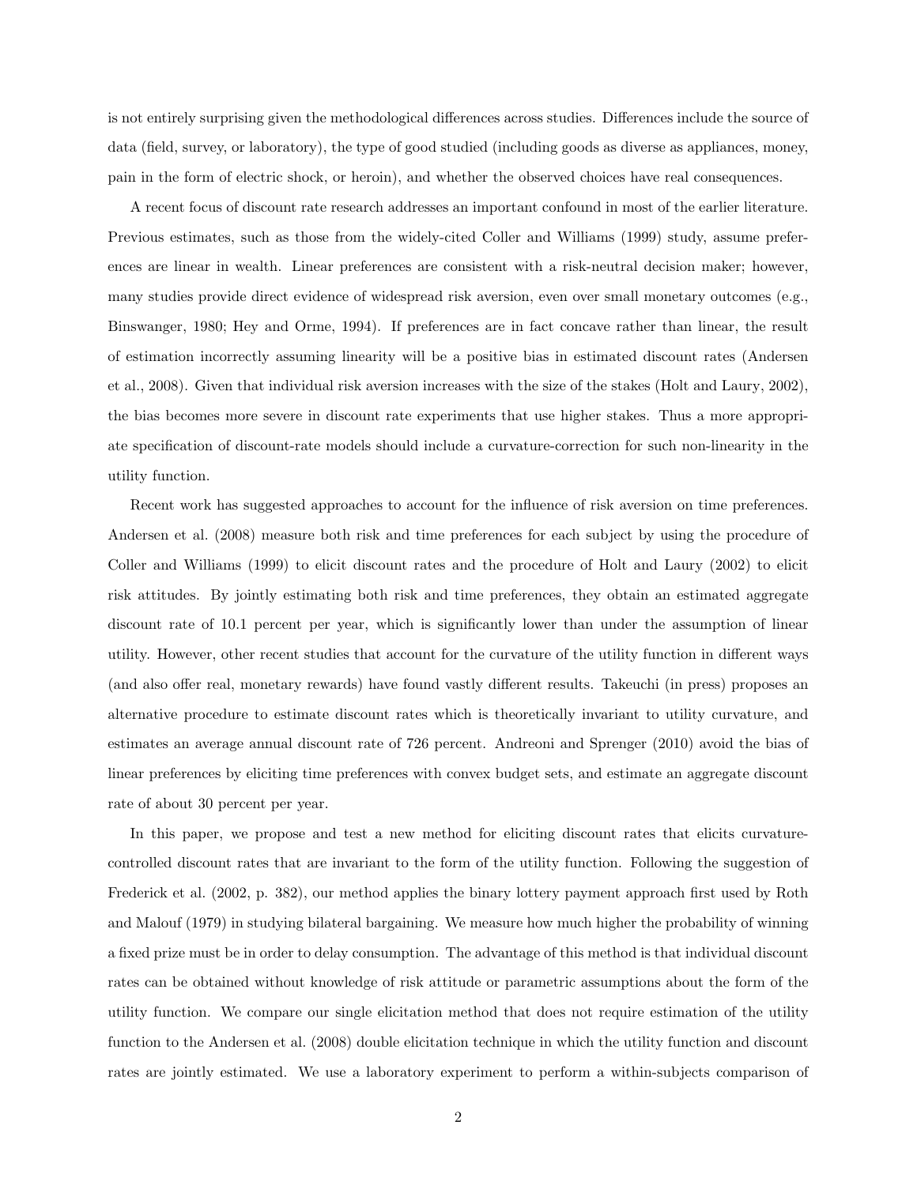is not entirely surprising given the methodological differences across studies. Differences include the source of data (field, survey, or laboratory), the type of good studied (including goods as diverse as appliances, money, pain in the form of electric shock, or heroin), and whether the observed choices have real consequences.

A recent focus of discount rate research addresses an important confound in most of the earlier literature. Previous estimates, such as those from the widely-cited Coller and Williams (1999) study, assume preferences are linear in wealth. Linear preferences are consistent with a risk-neutral decision maker; however, many studies provide direct evidence of widespread risk aversion, even over small monetary outcomes (e.g., Binswanger, 1980; Hey and Orme, 1994). If preferences are in fact concave rather than linear, the result of estimation incorrectly assuming linearity will be a positive bias in estimated discount rates (Andersen et al., 2008). Given that individual risk aversion increases with the size of the stakes (Holt and Laury, 2002), the bias becomes more severe in discount rate experiments that use higher stakes. Thus a more appropriate specification of discount-rate models should include a curvature-correction for such non-linearity in the utility function.

Recent work has suggested approaches to account for the influence of risk aversion on time preferences. Andersen et al. (2008) measure both risk and time preferences for each subject by using the procedure of Coller and Williams (1999) to elicit discount rates and the procedure of Holt and Laury (2002) to elicit risk attitudes. By jointly estimating both risk and time preferences, they obtain an estimated aggregate discount rate of 10.1 percent per year, which is significantly lower than under the assumption of linear utility. However, other recent studies that account for the curvature of the utility function in different ways (and also offer real, monetary rewards) have found vastly different results. Takeuchi (in press) proposes an alternative procedure to estimate discount rates which is theoretically invariant to utility curvature, and estimates an average annual discount rate of 726 percent. Andreoni and Sprenger (2010) avoid the bias of linear preferences by eliciting time preferences with convex budget sets, and estimate an aggregate discount rate of about 30 percent per year.

In this paper, we propose and test a new method for eliciting discount rates that elicits curvature-controlled discount rates that are invariant to the form of the utility function. Following the suggestion of Frederick et al. (2002, p. 382), our method applies the binary lottery payment approach first used by Roth and Malouf (1979) in studying bilateral bargaining. We measure how much higher the probability of winning a fixed prize must be in order to delay consumption. The advantage of this method is that individual discount rates can be obtained without knowledge of risk attitude or parametric assumptions about the form of the utility function. We compare our single elicitation method that does not require estimation of the utility function to the Andersen et al. (2008) double elicitation technique in which the utility function and discount rates are jointly estimated. We use a laboratory experiment to perform a within-subjects comparison of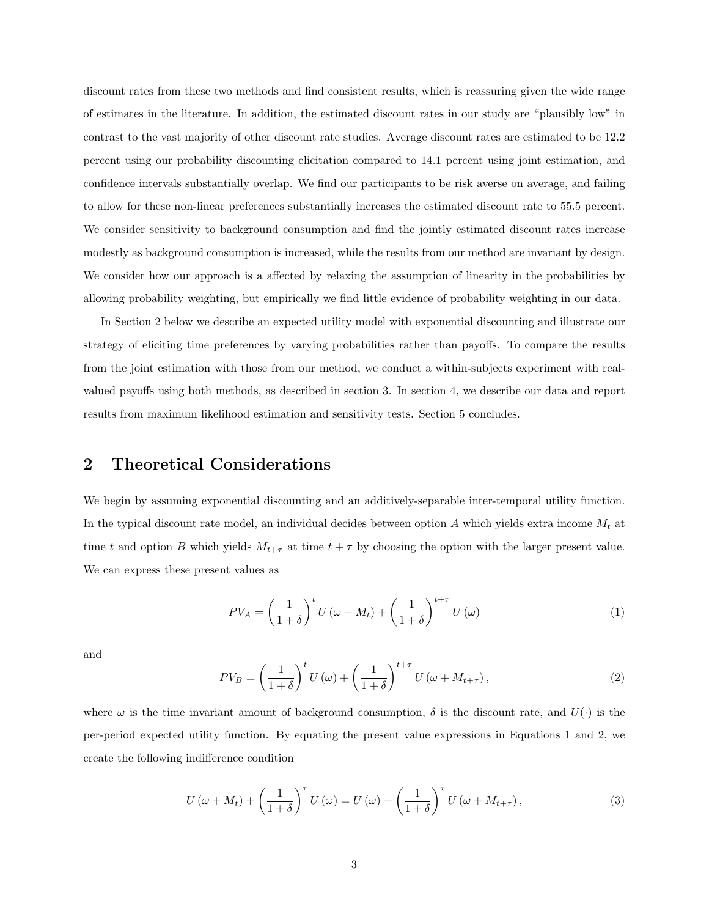discount rates from these two methods and find consistent results, which is reassuring given the wide range of estimates in the literature. In addition, the estimated discount rates in our study are "plausibly low" in contrast to the vast majority of other discount rate studies. Average discount rates are estimated to be 12.2 percent using our probability discounting elicitation compared to 14.1 percent using joint estimation, and confidence intervals substantially overlap. We find our participants to be risk averse on average, and failing to allow for these non-linear preferences substantially increases the estimated discount rate to 55.5 percent. We consider sensitivity to background consumption and find the jointly estimated discount rates increase modestly as background consumption is increased, while the results from our method are invariant by design. We consider how our approach is a affected by relaxing the assumption of linearity in the probabilities by allowing probability weighting, but empirically we find little evidence of probability weighting in our data.

In Section 2 below we describe an expected utility model with exponential discounting and illustrate our strategy of eliciting time preferences by varying probabilities rather than payoffs. To compare the results from the joint estimation with those from our method, we conduct a within-subjects experiment with real-valued payoffs using both methods, as described in section 3. In section 4, we describe our data and report results from maximum likelihood estimation and sensitivity tests. Section 5 concludes.

# 2 Theoretical Considerations

We begin by assuming exponential discounting and an additively-separable inter-temporal utility function. In the typical discount rate model, an individual decides between option $A$ which yields extra income $M_t$ at time $t$ and option $B$ which yields $M_{t+\tau}$ at time $t+\tau$ by choosing the option with the larger present value. We can express these present values as

$$PV_A = \left(\frac{1}{1+\delta}\right)^t U\left(\omega + M_t\right) + \left(\frac{1}{1+\delta}\right)^{t+\tau} U\left(\omega\right) \tag{1}$$

and

$$PV_B = \left(\frac{1}{1+\delta}\right)^t U\left(\omega\right) + \left(\frac{1}{1+\delta}\right)^{t+\tau} U\left(\omega + M_{t+\tau}\right), \tag{2}$$

where $\omega$ is the time invariant amount of background consumption, $\delta$ is the discount rate, and $U(\cdot)$ is the per-period expected utility function. By equating the present value expressions in Equations 1 and 2, we create the following indifference condition

$$U\left(\omega + M_t\right) + \left(\frac{1}{1+\delta}\right)^{\tau} U\left(\omega\right) = U\left(\omega\right) + \left(\frac{1}{1+\delta}\right)^{\tau} U\left(\omega + M_{t+\tau}\right), \tag{3}$$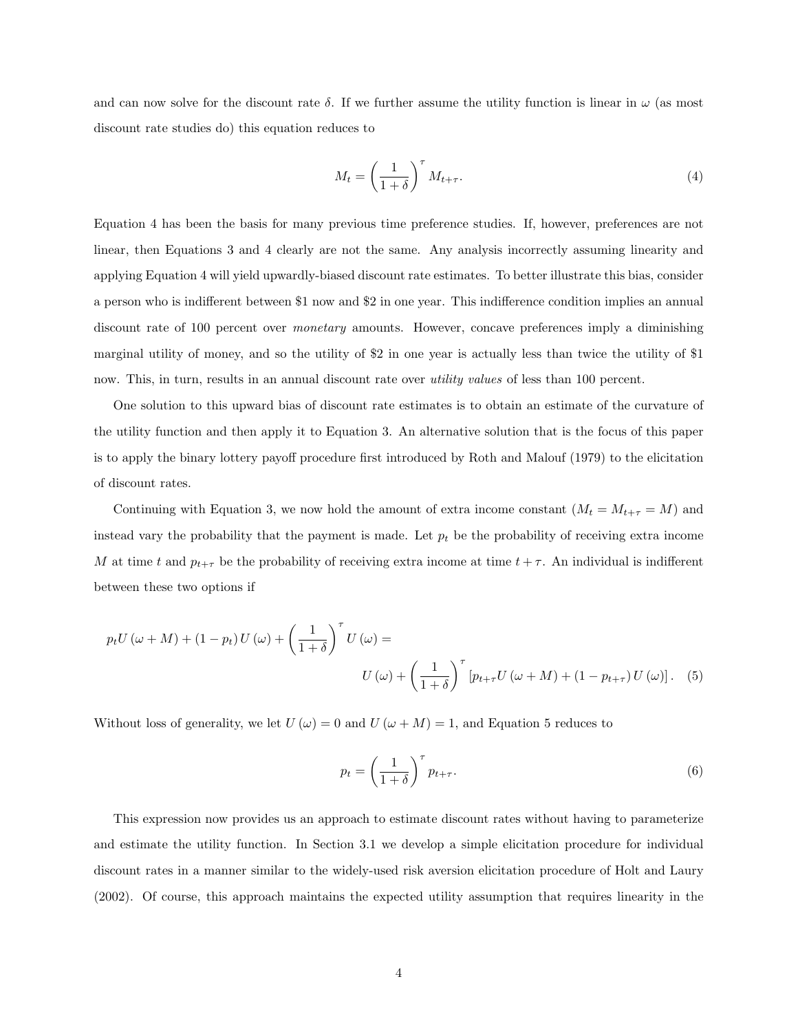and can now solve for the discount rate $\delta$. If we further assume the utility function is linear in $\omega$ (as most discount rate studies do) this equation reduces to

$$M_t = \left(\frac{1}{1+\delta}\right)^{\tau} M_{t+\tau}. \tag{4}$$

Equation 4 has been the basis for many previous time preference studies. If, however, preferences are not linear, then Equations 3 and 4 clearly are not the same. Any analysis incorrectly assuming linearity and applying Equation 4 will yield upwardly-biased discount rate estimates. To better illustrate this bias, consider a person who is indifferent between \$1 now and \$2 in one year. This indifference condition implies an annual discount rate of 100 percent over *monetary* amounts. However, concave preferences imply a diminishing marginal utility of money, and so the utility of \$2 in one year is actually less than twice the utility of \$1 now. This, in turn, results in an annual discount rate over *utility values* of less than 100 percent.

One solution to this upward bias of discount rate estimates is to obtain an estimate of the curvature of the utility function and then apply it to Equation 3. An alternative solution that is the focus of this paper is to apply the binary lottery payoff procedure first introduced by Roth and Malouf (1979) to the elicitation of discount rates.

Continuing with Equation 3, we now hold the amount of extra income constant ($M_t = M_{t+\tau} = M$) and instead vary the probability that the payment is made. Let $p_t$ be the probability of receiving extra income $M$ at time $t$ and $p_{t+\tau}$ be the probability of receiving extra income at time $t+\tau$. An individual is indifferent between these two options if

$$p_t U(\omega + M) + (1 - p_t) U(\omega) + \left(\frac{1}{1+\delta}\right)^{\tau} U(\omega) = U(\omega) + \left(\frac{1}{1+\delta}\right)^{\tau} \left[p_{t+\tau} U(\omega + M) + (1 - p_{t+\tau}) U(\omega)\right]. \tag{5}$$

Without loss of generality, we let $U(\omega) = 0$ and $U(\omega + M) = 1$, and Equation 5 reduces to

$$p_t = \left(\frac{1}{1+\delta}\right)^{\tau} p_{t+\tau}. \tag{6}$$

This expression now provides us an approach to estimate discount rates without having to parameterize and estimate the utility function. In Section 3.1 we develop a simple elicitation procedure for individual discount rates in a manner similar to the widely-used risk aversion elicitation procedure of Holt and Laury (2002). Of course, this approach maintains the expected utility assumption that requires linearity in the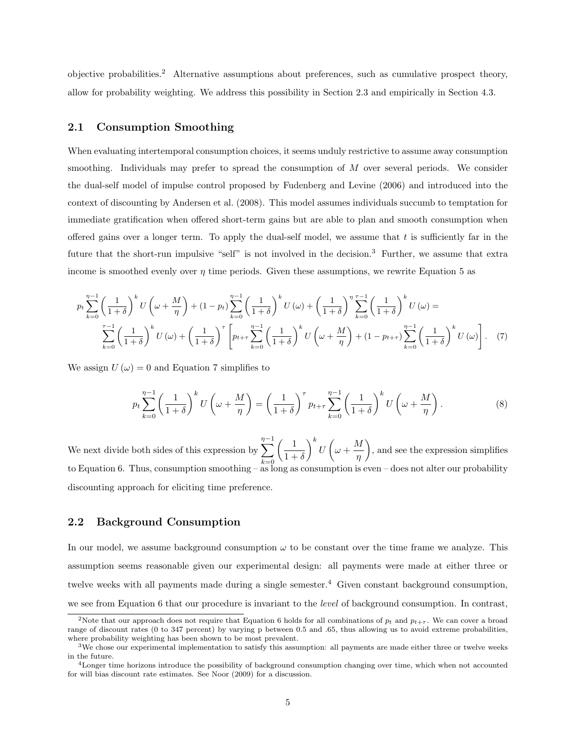objective probabilities.[2] Alternative assumptions about preferences, such as cumulative prospect theory, allow for probability weighting. We address this possibility in Section 2.3 and empirically in Section 4.3.

## 2.1 Consumption Smoothing

When evaluating intertemporal consumption choices, it seems unduly restrictive to assume away consumption smoothing. Individuals may prefer to spread the consumption of $M$ over several periods. We consider the dual-self model of impulse control proposed by Fudenberg and Levine (2006) and introduced into the context of discounting by Andersen et al. (2008). This model assumes individuals succumb to temptation for immediate gratification when offered short-term gains but are able to plan and smooth consumption when offered gains over a longer term. To apply the dual-self model, we assume that $t$ is sufficiently far in the future that the short-run impulsive "self" is not involved in the decision.[3] Further, we assume that extra income is smoothed evenly over $\eta$ time periods. Given these assumptions, we rewrite Equation 5 as

$$p_t \sum_{k=0}^{\eta-1} \left(\frac{1}{1+\delta}\right)^k U\left(\omega + \frac{M}{\eta}\right) + (1-p_t) \sum_{k=0}^{\eta-1} \left(\frac{1}{1+\delta}\right)^k U(\omega) + \left(\frac{1}{1+\delta}\right)^\eta \sum_{k=0}^{\tau-1} \left(\frac{1}{1+\delta}\right)^k U(\omega) =$$
$$\sum_{k=0}^{\tau-1} \left(\frac{1}{1+\delta}\right)^k U(\omega) + \left(\frac{1}{1+\delta}\right)^\tau \left[p_{t+\tau} \sum_{k=0}^{\eta-1} \left(\frac{1}{1+\delta}\right)^k U\left(\omega + \frac{M}{\eta}\right) + (1-p_{t+\tau}) \sum_{k=0}^{\eta-1} \left(\frac{1}{1+\delta}\right)^k U(\omega)\right]. \quad (7)$$

We assign $U(\omega) = 0$ and Equation 7 simplifies to

$$p_t \sum_{k=0}^{\eta-1} \left(\frac{1}{1+\delta}\right)^k U\left(\omega + \frac{M}{\eta}\right) = \left(\frac{1}{1+\delta}\right)^\tau p_{t+\tau} \sum_{k=0}^{\eta-1} \left(\frac{1}{1+\delta}\right)^k U\left(\omega + \frac{M}{\eta}\right). \quad (8)$$

We next divide both sides of this expression by $\sum_{k=0}^{\eta-1} \left(\frac{1}{1+\delta}\right)^k U\left(\omega + \frac{M}{\eta}\right)$, and see the expression simplifies to Equation 6. Thus, consumption smoothing – as long as consumption is even – does not alter our probability discounting approach for eliciting time preference.

## 2.2 Background Consumption

In our model, we assume background consumption $\omega$ to be constant over the time frame we analyze. This assumption seems reasonable given our experimental design: all payments were made at either three or twelve weeks with all payments made during a single semester.[4] Given constant background consumption, we see from Equation 6 that our procedure is invariant to the *level* of background consumption. In contrast,

---

[2] Note that our approach does not require that Equation 6 holds for all combinations of $p_t$ and $p_{t+\tau}$. We can cover a broad range of discount rates (0 to 347 percent) by varying p between 0.5 and .65, thus allowing us to avoid extreme probabilities, where probability weighting has been shown to be most prevalent.

[3] We chose our experimental implementation to satisfy this assumption: all payments are made either three or twelve weeks in the future.

[4] Longer time horizons introduce the possibility of background consumption changing over time, which when not accounted for will bias discount rate estimates. See Noor (2009) for a discussion.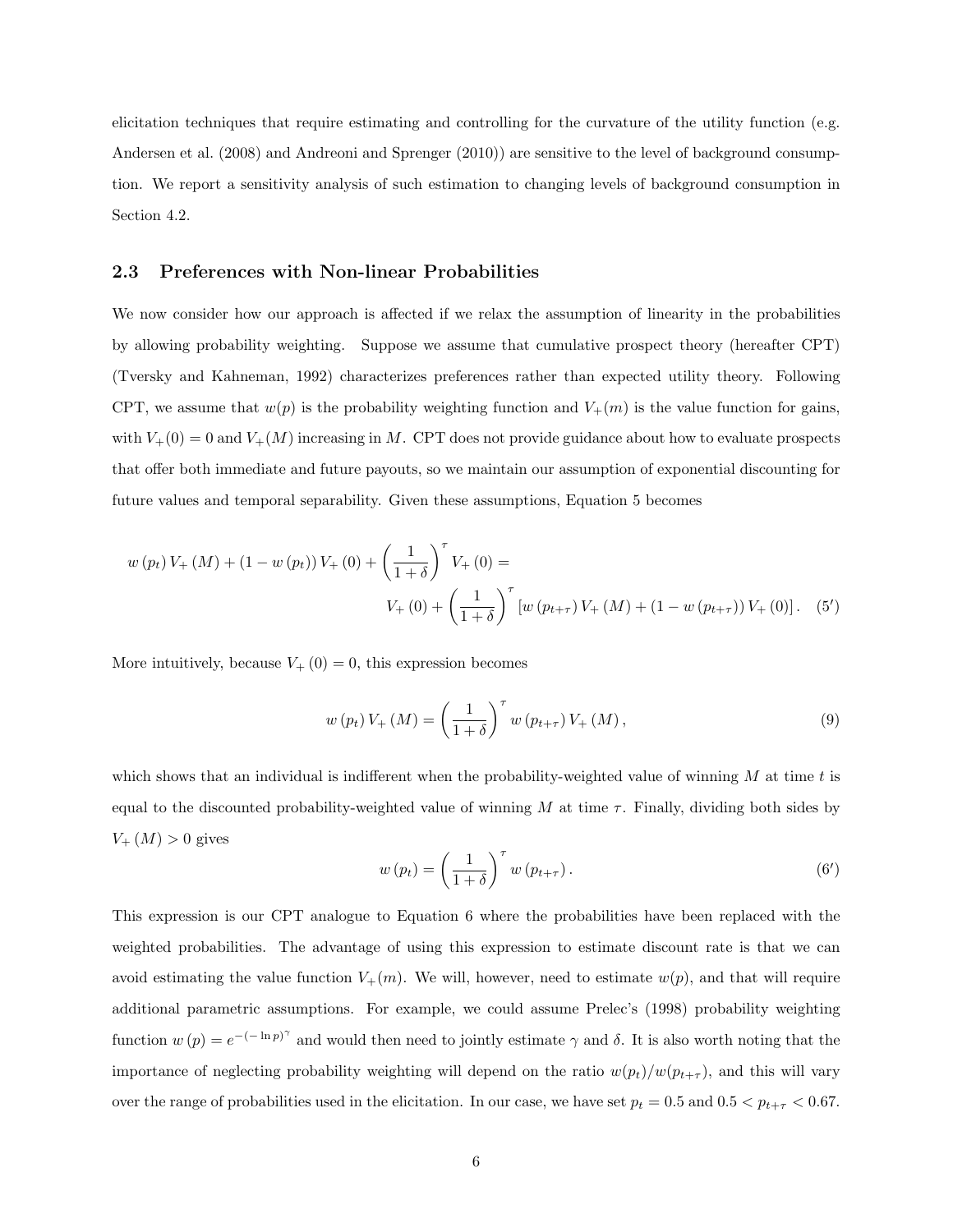elicitation techniques that require estimating and controlling for the curvature of the utility function (e.g. Andersen et al. (2008) and Andreoni and Sprenger (2010)) are sensitive to the level of background consumption. We report a sensitivity analysis of such estimation to changing levels of background consumption in Section 4.2.

### 2.3 Preferences with Non-linear Probabilities

We now consider how our approach is affected if we relax the assumption of linearity in the probabilities by allowing probability weighting. Suppose we assume that cumulative prospect theory (hereafter CPT) (Tversky and Kahneman, 1992) characterizes preferences rather than expected utility theory. Following CPT, we assume that $w(p)$ is the probability weighting function and $V_{+}(m)$ is the value function for gains, with $V_{+}(0) = 0$ and $V_{+}(M)$ increasing in $M$. CPT does not provide guidance about how to evaluate prospects that offer both immediate and future payouts, so we maintain our assumption of exponential discounting for future values and temporal separability. Given these assumptions, Equation 5 becomes

$$w\left(p_t\right) V_{+}\left(M\right) + \left(1 - w\left(p_t\right)\right) V_{+}\left(0\right) + \left(\frac{1}{1+\delta}\right)^{\tau} V_{+}\left(0\right) = V_{+}\left(0\right) + \left(\frac{1}{1+\delta}\right)^{\tau} \left[w\left(p_{t+\tau}\right) V_{+}\left(M\right) + \left(1 - w\left(p_{t+\tau}\right)\right) V_{+}\left(0\right)\right]. \quad (5')$$

More intuitively, because $V_{+}\left(0\right) = 0$, this expression becomes

$$w\left(p_t\right) V_{+}\left(M\right) = \left(\frac{1}{1+\delta}\right)^{\tau} w\left(p_{t+\tau}\right) V_{+}\left(M\right), \quad (9)$$

which shows that an individual is indifferent when the probability-weighted value of winning $M$ at time $t$ is equal to the discounted probability-weighted value of winning $M$ at time $\tau$. Finally, dividing both sides by $V_{+}\left(M\right) > 0$ gives

$$w\left(p_t\right) = \left(\frac{1}{1+\delta}\right)^{\tau} w\left(p_{t+\tau}\right). \quad (6')$$

This expression is our CPT analogue to Equation 6 where the probabilities have been replaced with the weighted probabilities. The advantage of using this expression to estimate discount rate is that we can avoid estimating the value function $V_{+}(m)$. We will, however, need to estimate $w(p)$, and that will require additional parametric assumptions. For example, we could assume Prelec's (1998) probability weighting function $w\left(p\right) = e^{-\left(-\ln p\right)^{\gamma}}$ and would then need to jointly estimate $\gamma$ and $\delta$. It is also worth noting that the importance of neglecting probability weighting will depend on the ratio $w(p_t)/w(p_{t+\tau})$, and this will vary over the range of probabilities used in the elicitation. In our case, we have set $p_t = 0.5$ and $0.5 < p_{t+\tau} < 0.67$.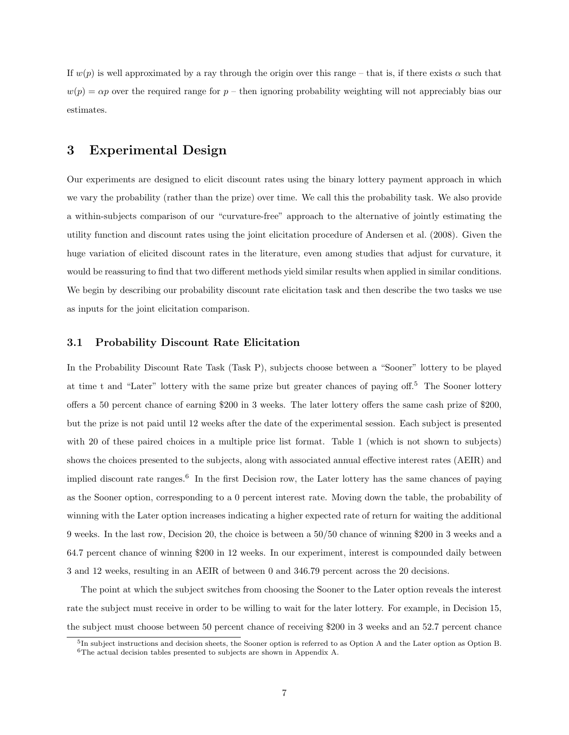If $w(p)$ is well approximated by a ray through the origin over this range – that is, if there exists $\alpha$ such that $w(p) = \alpha p$ over the required range for $p$ – then ignoring probability weighting will not appreciably bias our estimates.

## 3 Experimental Design

Our experiments are designed to elicit discount rates using the binary lottery payment approach in which we vary the probability (rather than the prize) over time. We call this the probability task. We also provide a within-subjects comparison of our "curvature-free" approach to the alternative of jointly estimating the utility function and discount rates using the joint elicitation procedure of Andersen et al. (2008). Given the huge variation of elicited discount rates in the literature, even among studies that adjust for curvature, it would be reassuring to find that two different methods yield similar results when applied in similar conditions. We begin by describing our probability discount rate elicitation task and then describe the two tasks we use as inputs for the joint elicitation comparison.

### 3.1 Probability Discount Rate Elicitation

In the Probability Discount Rate Task (Task P), subjects choose between a "Sooner" lottery to be played at time t and "Later" lottery with the same prize but greater chances of paying off.[5] The Sooner lottery offers a 50 percent chance of earning $200 in 3 weeks. The later lottery offers the same cash prize of $200, but the prize is not paid until 12 weeks after the date of the experimental session. Each subject is presented with 20 of these paired choices in a multiple price list format. Table 1 (which is not shown to subjects) shows the choices presented to the subjects, along with associated annual effective interest rates (AEIR) and implied discount rate ranges.[6] In the first Decision row, the Later lottery has the same chances of paying as the Sooner option, corresponding to a 0 percent interest rate. Moving down the table, the probability of winning with the Later option increases indicating a higher expected rate of return for waiting the additional 9 weeks. In the last row, Decision 20, the choice is between a 50/50 chance of winning $200 in 3 weeks and a 64.7 percent chance of winning $200 in 12 weeks. In our experiment, interest is compounded daily between 3 and 12 weeks, resulting in an AEIR of between 0 and 346.79 percent across the 20 decisions.

The point at which the subject switches from choosing the Sooner to the Later option reveals the interest rate the subject must receive in order to be willing to wait for the later lottery. For example, in Decision 15, the subject must choose between 50 percent chance of receiving $200 in 3 weeks and an 52.7 percent chance

[5]In subject instructions and decision sheets, the Sooner option is referred to as Option A and the Later option as Option B.

[6]The actual decision tables presented to subjects are shown in Appendix A.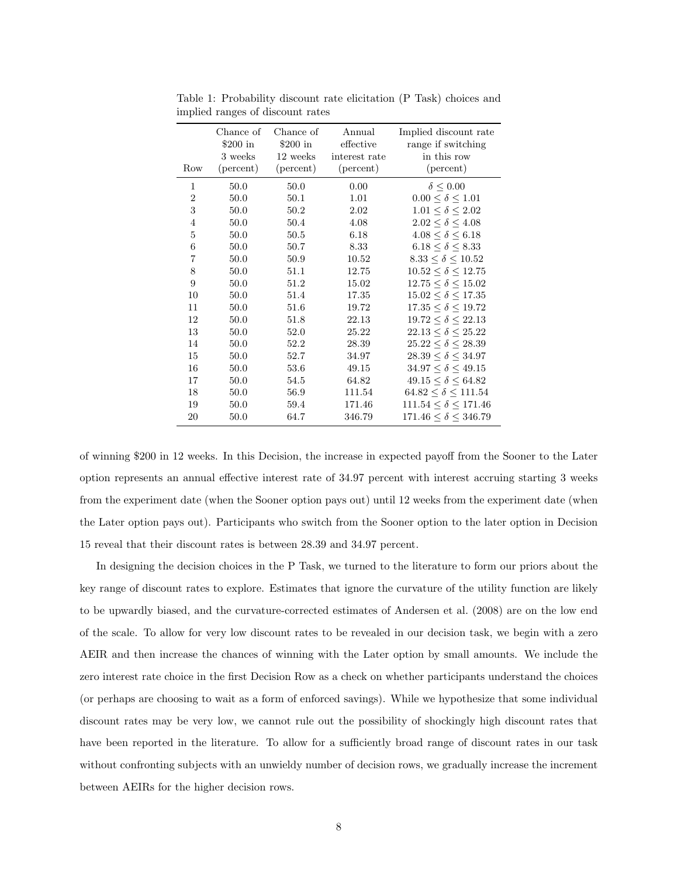Table 1: Probability discount rate elicitation (P Task) choices and implied ranges of discount rates

| Row | Chance of \$200 in 3 weeks (percent) | Chance of \$200 in 12 weeks (percent) | Annual effective interest rate (percent) | Implied discount rate range if switching in this row (percent) |
|---|---|---|---|---|
| 1 | 50.0 | 50.0 | 0.00 | $\delta \leq 0.00$ |
| 2 | 50.0 | 50.1 | 1.01 | $0.00 \leq \delta \leq 1.01$ |
| 3 | 50.0 | 50.2 | 2.02 | $1.01 \leq \delta \leq 2.02$ |
| 4 | 50.0 | 50.4 | 4.08 | $2.02 \leq \delta \leq 4.08$ |
| 5 | 50.0 | 50.5 | 6.18 | $4.08 \leq \delta \leq 6.18$ |
| 6 | 50.0 | 50.7 | 8.33 | $6.18 \leq \delta \leq 8.33$ |
| 7 | 50.0 | 50.9 | 10.52 | $8.33 \leq \delta \leq 10.52$ |
| 8 | 50.0 | 51.1 | 12.75 | $10.52 \leq \delta \leq 12.75$ |
| 9 | 50.0 | 51.2 | 15.02 | $12.75 \leq \delta \leq 15.02$ |
| 10 | 50.0 | 51.4 | 17.35 | $15.02 \leq \delta \leq 17.35$ |
| 11 | 50.0 | 51.6 | 19.72 | $17.35 \leq \delta \leq 19.72$ |
| 12 | 50.0 | 51.8 | 22.13 | $19.72 \leq \delta \leq 22.13$ |
| 13 | 50.0 | 52.0 | 25.22 | $22.13 \leq \delta \leq 25.22$ |
| 14 | 50.0 | 52.2 | 28.39 | $25.22 \leq \delta \leq 28.39$ |
| 15 | 50.0 | 52.7 | 34.97 | $28.39 \leq \delta \leq 34.97$ |
| 16 | 50.0 | 53.6 | 49.15 | $34.97 \leq \delta \leq 49.15$ |
| 17 | 50.0 | 54.5 | 64.82 | $49.15 \leq \delta \leq 64.82$ |
| 18 | 50.0 | 56.9 | 111.54 | $64.82 \leq \delta \leq 111.54$ |
| 19 | 50.0 | 59.4 | 171.46 | $111.54 \leq \delta \leq 171.46$ |
| 20 | 50.0 | 64.7 | 346.79 | $171.46 \leq \delta \leq 346.79$ |

of winning \$200 in 12 weeks. In this Decision, the increase in expected payoff from the Sooner to the Later option represents an annual effective interest rate of 34.97 percent with interest accruing starting 3 weeks from the experiment date (when the Sooner option pays out) until 12 weeks from the experiment date (when the Later option pays out). Participants who switch from the Sooner option to the later option in Decision 15 reveal that their discount rates is between 28.39 and 34.97 percent.

In designing the decision choices in the P Task, we turned to the literature to form our priors about the key range of discount rates to explore. Estimates that ignore the curvature of the utility function are likely to be upwardly biased, and the curvature-corrected estimates of Andersen et al. (2008) are on the low end of the scale. To allow for very low discount rates to be revealed in our decision task, we begin with a zero AEIR and then increase the chances of winning with the Later option by small amounts. We include the zero interest rate choice in the first Decision Row as a check on whether participants understand the choices (or perhaps are choosing to wait as a form of enforced savings). While we hypothesize that some individual discount rates may be very low, we cannot rule out the possibility of shockingly high discount rates that have been reported in the literature. To allow for a sufficiently broad range of discount rates in our task without confronting subjects with an unwieldy number of decision rows, we gradually increase the increment between AEIRs for the higher decision rows.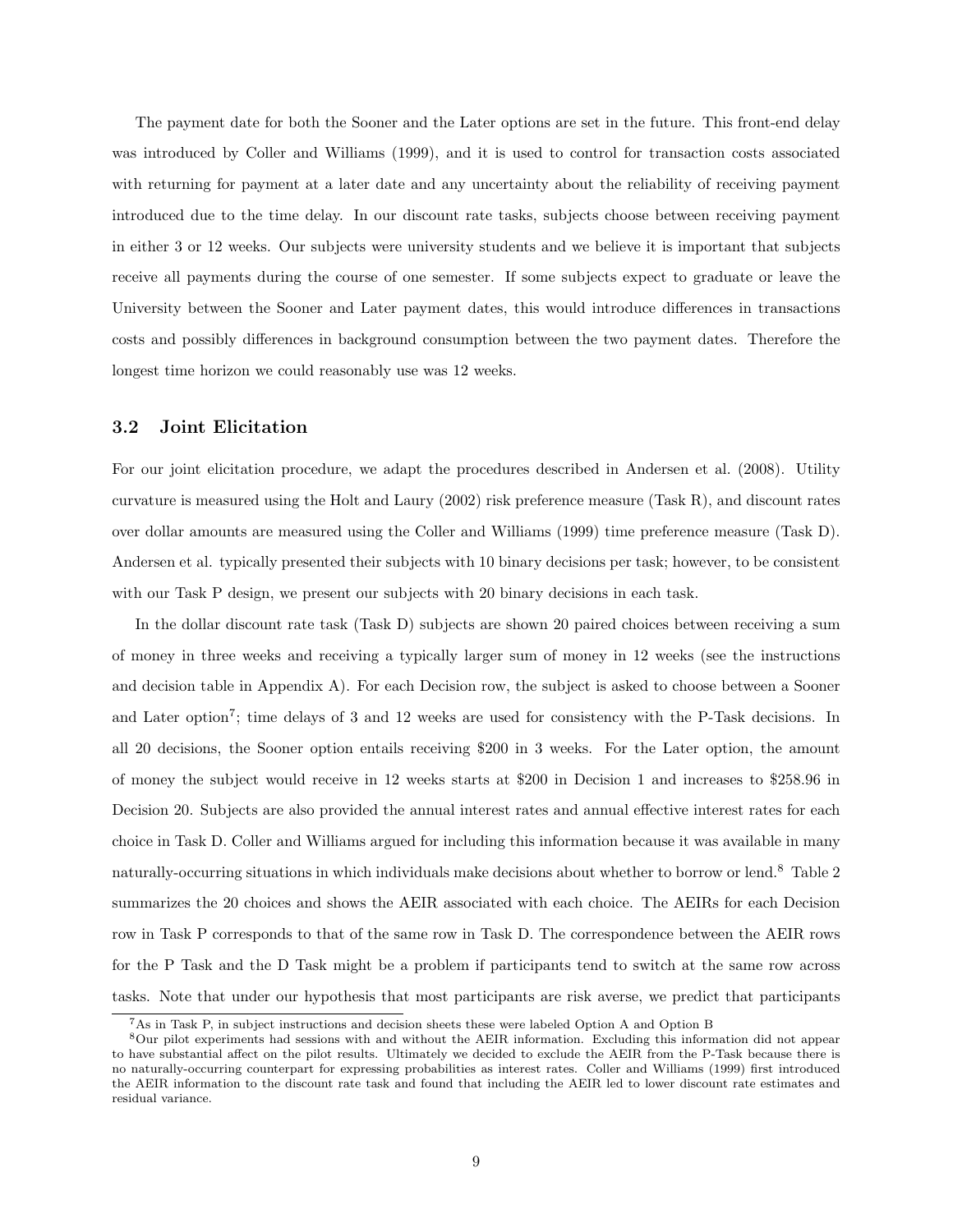The payment date for both the Sooner and the Later options are set in the future. This front-end delay was introduced by Coller and Williams (1999), and it is used to control for transaction costs associated with returning for payment at a later date and any uncertainty about the reliability of receiving payment introduced due to the time delay. In our discount rate tasks, subjects choose between receiving payment in either 3 or 12 weeks. Our subjects were university students and we believe it is important that subjects receive all payments during the course of one semester. If some subjects expect to graduate or leave the University between the Sooner and Later payment dates, this would introduce differences in transactions costs and possibly differences in background consumption between the two payment dates. Therefore the longest time horizon we could reasonably use was 12 weeks.

### 3.2 Joint Elicitation

For our joint elicitation procedure, we adapt the procedures described in Andersen et al. (2008). Utility curvature is measured using the Holt and Laury (2002) risk preference measure (Task R), and discount rates over dollar amounts are measured using the Coller and Williams (1999) time preference measure (Task D). Andersen et al. typically presented their subjects with 10 binary decisions per task; however, to be consistent with our Task P design, we present our subjects with 20 binary decisions in each task.

In the dollar discount rate task (Task D) subjects are shown 20 paired choices between receiving a sum of money in three weeks and receiving a typically larger sum of money in 12 weeks (see the instructions and decision table in Appendix A). For each Decision row, the subject is asked to choose between a Sooner and Later option[7]; time delays of 3 and 12 weeks are used for consistency with the P-Task decisions. In all 20 decisions, the Sooner option entails receiving \$200 in 3 weeks. For the Later option, the amount of money the subject would receive in 12 weeks starts at \$200 in Decision 1 and increases to \$258.96 in Decision 20. Subjects are also provided the annual interest rates and annual effective interest rates for each choice in Task D. Coller and Williams argued for including this information because it was available in many naturally-occurring situations in which individuals make decisions about whether to borrow or lend.[8] Table 2 summarizes the 20 choices and shows the AEIR associated with each choice. The AEIRs for each Decision row in Task P corresponds to that of the same row in Task D. The correspondence between the AEIR rows for the P Task and the D Task might be a problem if participants tend to switch at the same row across tasks. Note that under our hypothesis that most participants are risk averse, we predict that participants

[7] As in Task P, in subject instructions and decision sheets these were labeled Option A and Option B

[8] Our pilot experiments had sessions with and without the AEIR information. Excluding this information did not appear to have substantial affect on the pilot results. Ultimately we decided to exclude the AEIR from the P-Task because there is no naturally-occurring counterpart for expressing probabilities as interest rates. Coller and Williams (1999) first introduced the AEIR information to the discount rate task and found that including the AEIR led to lower discount rate estimates and residual variance.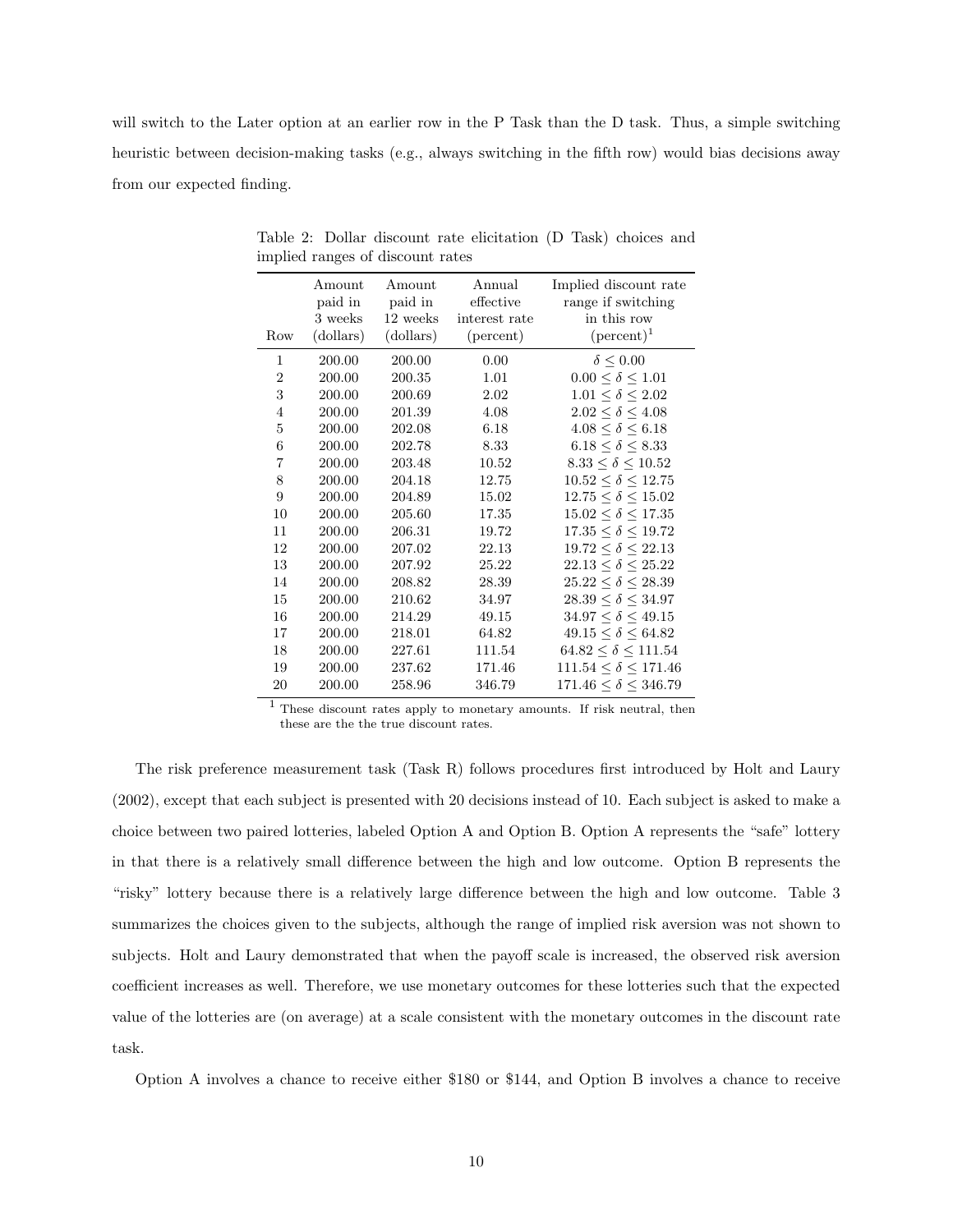will switch to the Later option at an earlier row in the P Task than the D task. Thus, a simple switching heuristic between decision-making tasks (e.g., always switching in the fifth row) would bias decisions away from our expected finding.

Table 2: Dollar discount rate elicitation (D Task) choices and implied ranges of discount rates

| Row | Amount paid in 3 weeks (dollars) | Amount paid in 12 weeks (dollars) | Annual effective interest rate (percent) | Implied discount rate range if switching in this row (percent)[1] |
|---|---|---|---|---|
| 1 | 200.00 | 200.00 | 0.00 | $\delta \leq 0.00$ |
| 2 | 200.00 | 200.35 | 1.01 | $0.00 \leq \delta \leq 1.01$ |
| 3 | 200.00 | 200.69 | 2.02 | $1.01 \leq \delta \leq 2.02$ |
| 4 | 200.00 | 201.39 | 4.08 | $2.02 \leq \delta \leq 4.08$ |
| 5 | 200.00 | 202.08 | 6.18 | $4.08 \leq \delta \leq 6.18$ |
| 6 | 200.00 | 202.78 | 8.33 | $6.18 \leq \delta \leq 8.33$ |
| 7 | 200.00 | 203.48 | 10.52 | $8.33 \leq \delta \leq 10.52$ |
| 8 | 200.00 | 204.18 | 12.75 | $10.52 \leq \delta \leq 12.75$ |
| 9 | 200.00 | 204.89 | 15.02 | $12.75 \leq \delta \leq 15.02$ |
| 10 | 200.00 | 205.60 | 17.35 | $15.02 \leq \delta \leq 17.35$ |
| 11 | 200.00 | 206.31 | 19.72 | $17.35 \leq \delta \leq 19.72$ |
| 12 | 200.00 | 207.02 | 22.13 | $19.72 \leq \delta \leq 22.13$ |
| 13 | 200.00 | 207.92 | 25.22 | $22.13 \leq \delta \leq 25.22$ |
| 14 | 200.00 | 208.82 | 28.39 | $25.22 \leq \delta \leq 28.39$ |
| 15 | 200.00 | 210.62 | 34.97 | $28.39 \leq \delta \leq 34.97$ |
| 16 | 200.00 | 214.29 | 49.15 | $34.97 \leq \delta \leq 49.15$ |
| 17 | 200.00 | 218.01 | 64.82 | $49.15 \leq \delta \leq 64.82$ |
| 18 | 200.00 | 227.61 | 111.54 | $64.82 \leq \delta \leq 111.54$ |
| 19 | 200.00 | 237.62 | 171.46 | $111.54 \leq \delta \leq 171.46$ |
| 20 | 200.00 | 258.96 | 346.79 | $171.46 \leq \delta \leq 346.79$ |

[1] These discount rates apply to monetary amounts. If risk neutral, then these are the the true discount rates.

The risk preference measurement task (Task R) follows procedures first introduced by Holt and Laury (2002), except that each subject is presented with 20 decisions instead of 10. Each subject is asked to make a choice between two paired lotteries, labeled Option A and Option B. Option A represents the "safe" lottery in that there is a relatively small difference between the high and low outcome. Option B represents the "risky" lottery because there is a relatively large difference between the high and low outcome. Table 3 summarizes the choices given to the subjects, although the range of implied risk aversion was not shown to subjects. Holt and Laury demonstrated that when the payoff scale is increased, the observed risk aversion coefficient increases as well. Therefore, we use monetary outcomes for these lotteries such that the expected value of the lotteries are (on average) at a scale consistent with the monetary outcomes in the discount rate task.

Option A involves a chance to receive either $180 or $144, and Option B involves a chance to receive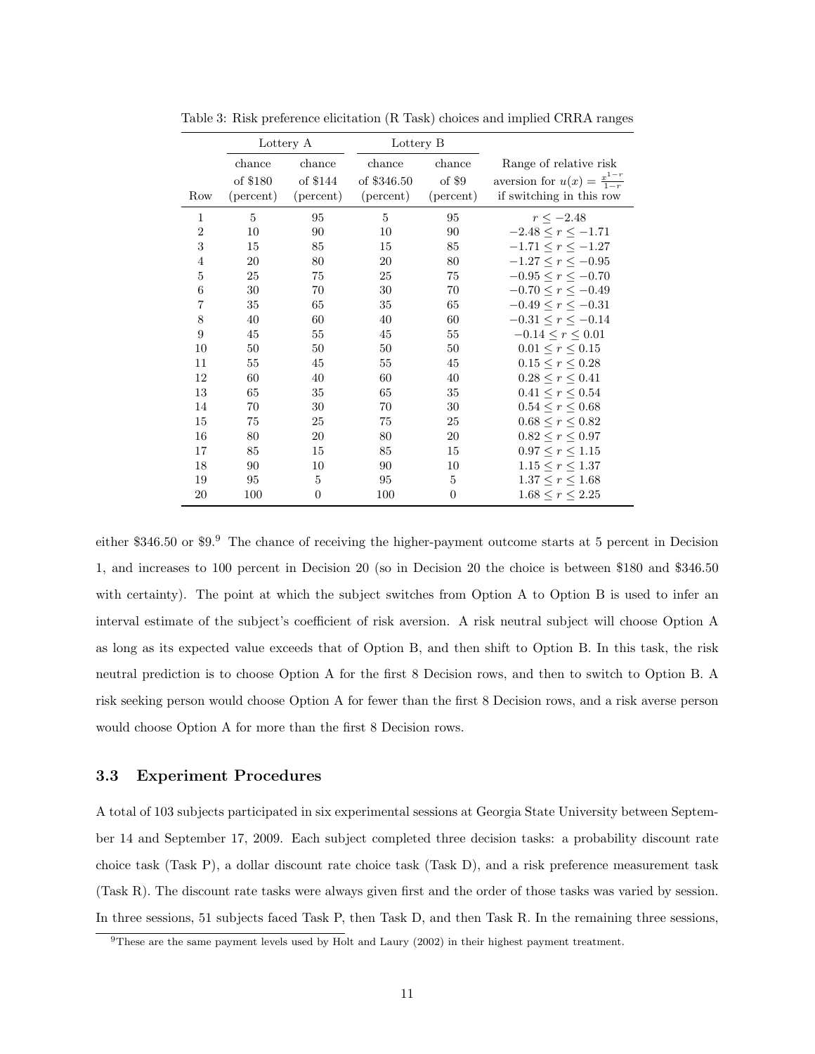Table 3: Risk preference elicitation (R Task) choices and implied CRRA ranges

| | Lottery A | | Lottery B | | |
|---|---|---|---|---|---|
| Row | chance of \$180 (percent) | chance of \$144 (percent) | chance of \$346.50 (percent) | chance of \$9 (percent) | Range of relative risk aversion for $u(x) = \frac{x^{1-r}}{1-r}$ if switching in this row |
| 1 | 5 | 95 | 5 | 95 | $r \leq -2.48$ |
| 2 | 10 | 90 | 10 | 90 | $-2.48 \leq r \leq -1.71$ |
| 3 | 15 | 85 | 15 | 85 | $-1.71 \leq r \leq -1.27$ |
| 4 | 20 | 80 | 20 | 80 | $-1.27 \leq r \leq -0.95$ |
| 5 | 25 | 75 | 25 | 75 | $-0.95 \leq r \leq -0.70$ |
| 6 | 30 | 70 | 30 | 70 | $-0.70 \leq r \leq -0.49$ |
| 7 | 35 | 65 | 35 | 65 | $-0.49 \leq r \leq -0.31$ |
| 8 | 40 | 60 | 40 | 60 | $-0.31 \leq r \leq -0.14$ |
| 9 | 45 | 55 | 45 | 55 | $-0.14 \leq r \leq 0.01$ |
| 10 | 50 | 50 | 50 | 50 | $0.01 \leq r \leq 0.15$ |
| 11 | 55 | 45 | 55 | 45 | $0.15 \leq r \leq 0.28$ |
| 12 | 60 | 40 | 60 | 40 | $0.28 \leq r \leq 0.41$ |
| 13 | 65 | 35 | 65 | 35 | $0.41 \leq r \leq 0.54$ |
| 14 | 70 | 30 | 70 | 30 | $0.54 \leq r \leq 0.68$ |
| 15 | 75 | 25 | 75 | 25 | $0.68 \leq r \leq 0.82$ |
| 16 | 80 | 20 | 80 | 20 | $0.82 \leq r \leq 0.97$ |
| 17 | 85 | 15 | 85 | 15 | $0.97 \leq r \leq 1.15$ |
| 18 | 90 | 10 | 90 | 10 | $1.15 \leq r \leq 1.37$ |
| 19 | 95 | 5 | 95 | 5 | $1.37 \leq r \leq 1.68$ |
| 20 | 100 | 0 | 100 | 0 | $1.68 \leq r \leq 2.25$ |

either \$346.50 or \$9.[9] The chance of receiving the higher-payment outcome starts at 5 percent in Decision 1, and increases to 100 percent in Decision 20 (so in Decision 20 the choice is between \$180 and \$346.50 with certainty). The point at which the subject switches from Option A to Option B is used to infer an interval estimate of the subject's coefficient of risk aversion. A risk neutral subject will choose Option A as long as its expected value exceeds that of Option B, and then shift to Option B. In this task, the risk neutral prediction is to choose Option A for the first 8 Decision rows, and then to switch to Option B. A risk seeking person would choose Option A for fewer than the first 8 Decision rows, and a risk averse person would choose Option A for more than the first 8 Decision rows.

### 3.3 Experiment Procedures

A total of 103 subjects participated in six experimental sessions at Georgia State University between September 14 and September 17, 2009. Each subject completed three decision tasks: a probability discount rate choice task (Task P), a dollar discount rate choice task (Task D), and a risk preference measurement task (Task R). The discount rate tasks were always given first and the order of those tasks was varied by session. In three sessions, 51 subjects faced Task P, then Task D, and then Task R. In the remaining three sessions,

[9] These are the same payment levels used by Holt and Laury (2002) in their highest payment treatment.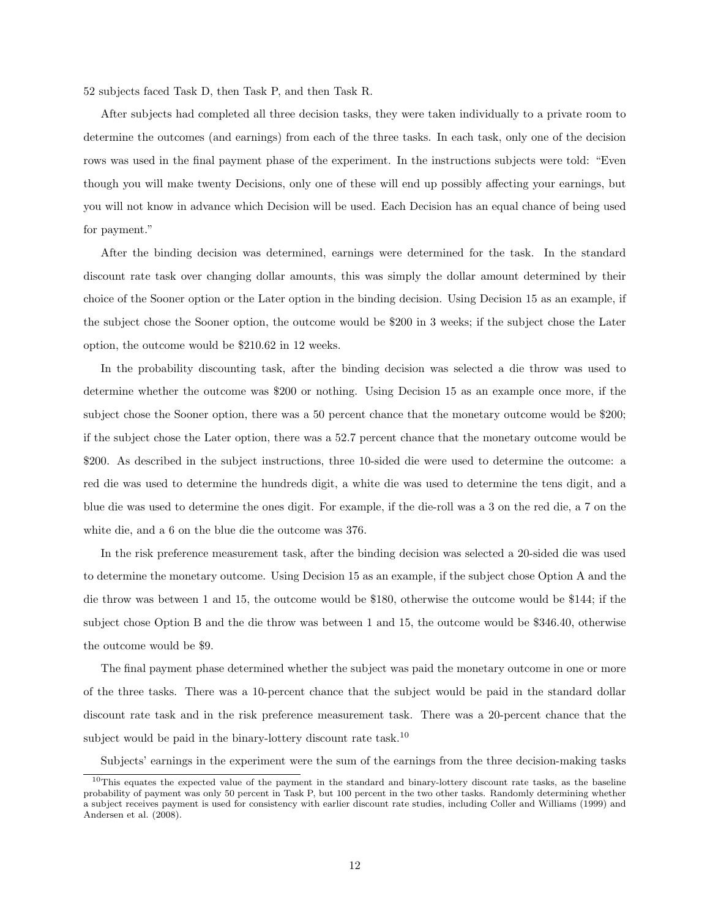52 subjects faced Task D, then Task P, and then Task R.

After subjects had completed all three decision tasks, they were taken individually to a private room to determine the outcomes (and earnings) from each of the three tasks. In each task, only one of the decision rows was used in the final payment phase of the experiment. In the instructions subjects were told: "Even though you will make twenty Decisions, only one of these will end up possibly affecting your earnings, but you will not know in advance which Decision will be used. Each Decision has an equal chance of being used for payment."

After the binding decision was determined, earnings were determined for the task. In the standard discount rate task over changing dollar amounts, this was simply the dollar amount determined by their choice of the Sooner option or the Later option in the binding decision. Using Decision 15 as an example, if the subject chose the Sooner option, the outcome would be $200 in 3 weeks; if the subject chose the Later option, the outcome would be $210.62 in 12 weeks.

In the probability discounting task, after the binding decision was selected a die throw was used to determine whether the outcome was $200 or nothing. Using Decision 15 as an example once more, if the subject chose the Sooner option, there was a 50 percent chance that the monetary outcome would be $200; if the subject chose the Later option, there was a 52.7 percent chance that the monetary outcome would be $200. As described in the subject instructions, three 10-sided die were used to determine the outcome: a red die was used to determine the hundreds digit, a white die was used to determine the tens digit, and a blue die was used to determine the ones digit. For example, if the die-roll was a 3 on the red die, a 7 on the white die, and a 6 on the blue die the outcome was 376.

In the risk preference measurement task, after the binding decision was selected a 20-sided die was used to determine the monetary outcome. Using Decision 15 as an example, if the subject chose Option A and the die throw was between 1 and 15, the outcome would be $180, otherwise the outcome would be $144; if the subject chose Option B and the die throw was between 1 and 15, the outcome would be $346.40, otherwise the outcome would be $9.

The final payment phase determined whether the subject was paid the monetary outcome in one or more of the three tasks. There was a 10-percent chance that the subject would be paid in the standard dollar discount rate task and in the risk preference measurement task. There was a 20-percent chance that the subject would be paid in the binary-lottery discount rate task.[10]

Subjects' earnings in the experiment were the sum of the earnings from the three decision-making tasks

[10] This equates the expected value of the payment in the standard and binary-lottery discount rate tasks, as the baseline probability of payment was only 50 percent in Task P, but 100 percent in the two other tasks. Randomly determining whether a subject receives payment is used for consistency with earlier discount rate studies, including Coller and Williams (1999) and Andersen et al. (2008).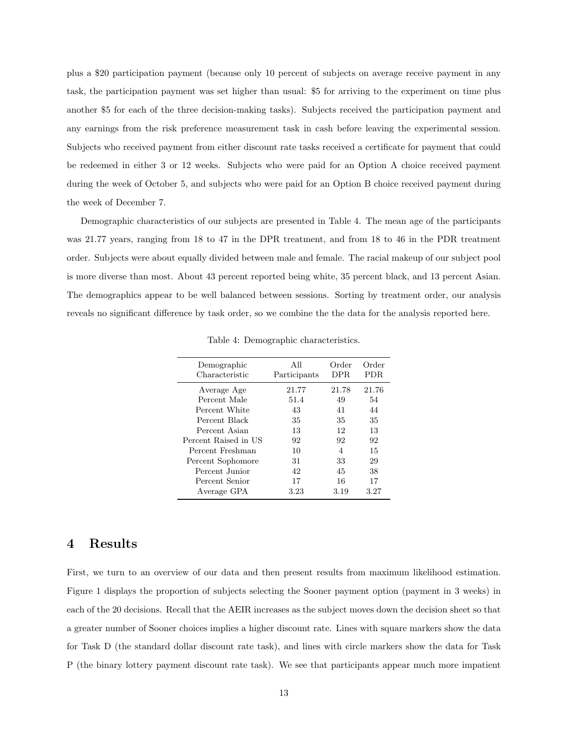plus a $20 participation payment (because only 10 percent of subjects on average receive payment in any task, the participation payment was set higher than usual: $5 for arriving to the experiment on time plus another $5 for each of the three decision-making tasks). Subjects received the participation payment and any earnings from the risk preference measurement task in cash before leaving the experimental session. Subjects who received payment from either discount rate tasks received a certificate for payment that could be redeemed in either 3 or 12 weeks. Subjects who were paid for an Option A choice received payment during the week of October 5, and subjects who were paid for an Option B choice received payment during the week of December 7.

Demographic characteristics of our subjects are presented in Table 4. The mean age of the participants was 21.77 years, ranging from 18 to 47 in the DPR treatment, and from 18 to 46 in the PDR treatment order. Subjects were about equally divided between male and female. The racial makeup of our subject pool is more diverse than most. About 43 percent reported being white, 35 percent black, and 13 percent Asian. The demographics appear to be well balanced between sessions. Sorting by treatment order, our analysis reveals no significant difference by task order, so we combine the the data for the analysis reported here.

Table 4: Demographic characteristics.

| Demographic Characteristic | All Participants | Order DPR | Order PDR |
|---|---|---|---|
| Average Age | 21.77 | 21.78 | 21.76 |
| Percent Male | 51.4 | 49 | 54 |
| Percent White | 43 | 41 | 44 |
| Percent Black | 35 | 35 | 35 |
| Percent Asian | 13 | 12 | 13 |
| Percent Raised in US | 92 | 92 | 92 |
| Percent Freshman | 10 | 4 | 15 |
| Percent Sophomore | 31 | 33 | 29 |
| Percent Junior | 42 | 45 | 38 |
| Percent Senior | 17 | 16 | 17 |
| Average GPA | 3.23 | 3.19 | 3.27 |

## 4 Results

First, we turn to an overview of our data and then present results from maximum likelihood estimation. Figure 1 displays the proportion of subjects selecting the Sooner payment option (payment in 3 weeks) in each of the 20 decisions. Recall that the AEIR increases as the subject moves down the decision sheet so that a greater number of Sooner choices implies a higher discount rate. Lines with square markers show the data for Task D (the standard dollar discount rate task), and lines with circle markers show the data for Task P (the binary lottery payment discount rate task). We see that participants appear much more impatient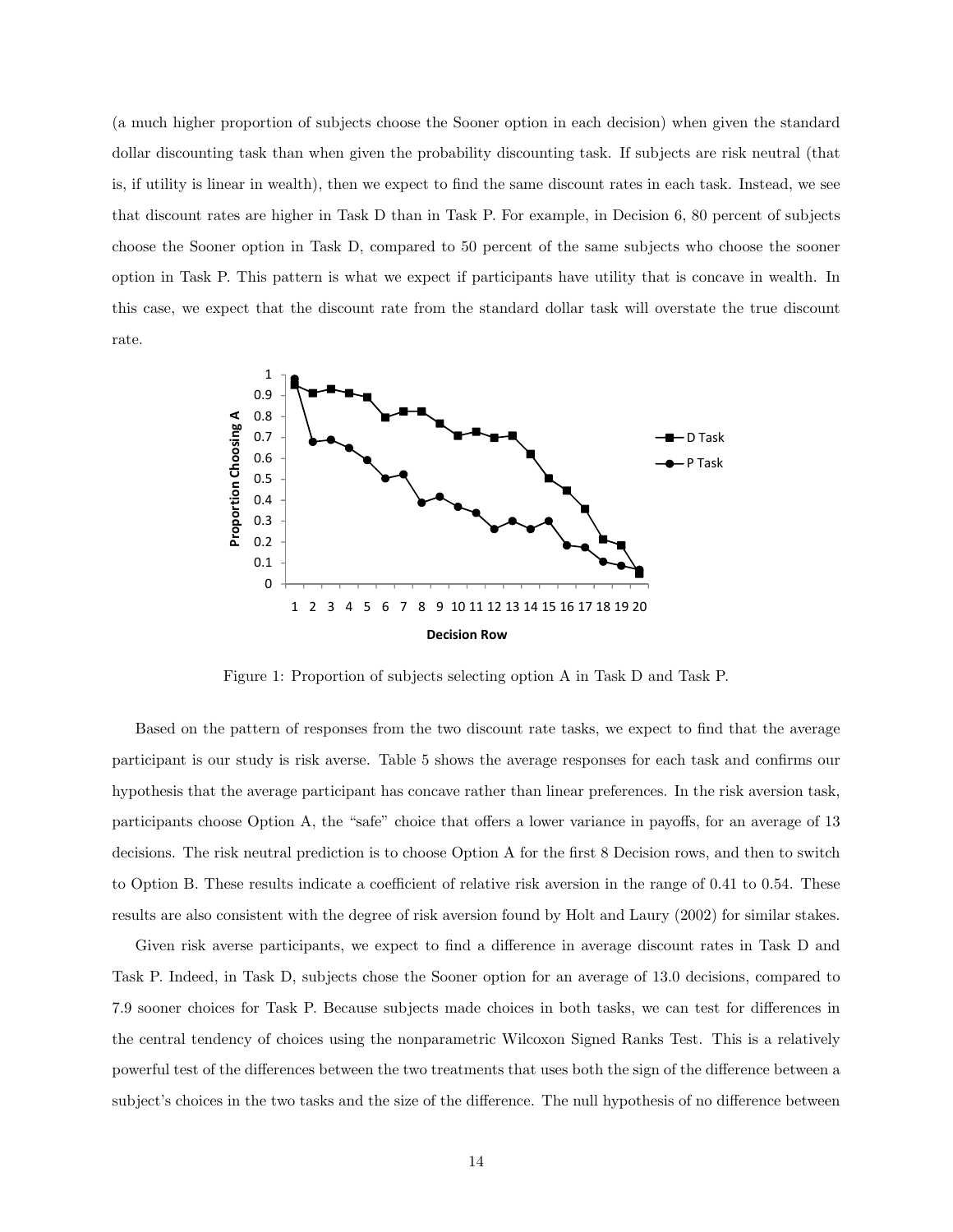(a much higher proportion of subjects choose the Sooner option in each decision) when given the standard dollar discounting task than when given the probability discounting task. If subjects are risk neutral (that is, if utility is linear in wealth), then we expect to find the same discount rates in each task. Instead, we see that discount rates are higher in Task D than in Task P. For example, in Decision 6, 80 percent of subjects choose the Sooner option in Task D, compared to 50 percent of the same subjects who choose the sooner option in Task P. This pattern is what we expect if participants have utility that is concave in wealth. In this case, we expect that the discount rate from the standard dollar task will overstate the true discount rate.

Figure 1: Proportion of subjects selecting option A in Task D and Task P.

Based on the pattern of responses from the two discount rate tasks, we expect to find that the average participant is our study is risk averse. Table 5 shows the average responses for each task and confirms our hypothesis that the average participant has concave rather than linear preferences. In the risk aversion task, participants choose Option A, the "safe" choice that offers a lower variance in payoffs, for an average of 13 decisions. The risk neutral prediction is to choose Option A for the first 8 Decision rows, and then to switch to Option B. These results indicate a coefficient of relative risk aversion in the range of 0.41 to 0.54. These results are also consistent with the degree of risk aversion found by Holt and Laury (2002) for similar stakes.

Given risk averse participants, we expect to find a difference in average discount rates in Task D and Task P. Indeed, in Task D, subjects chose the Sooner option for an average of 13.0 decisions, compared to 7.9 sooner choices for Task P. Because subjects made choices in both tasks, we can test for differences in the central tendency of choices using the nonparametric Wilcoxon Signed Ranks Test. This is a relatively powerful test of the differences between the two treatments that uses both the sign of the difference between a subject's choices in the two tasks and the size of the difference. The null hypothesis of no difference between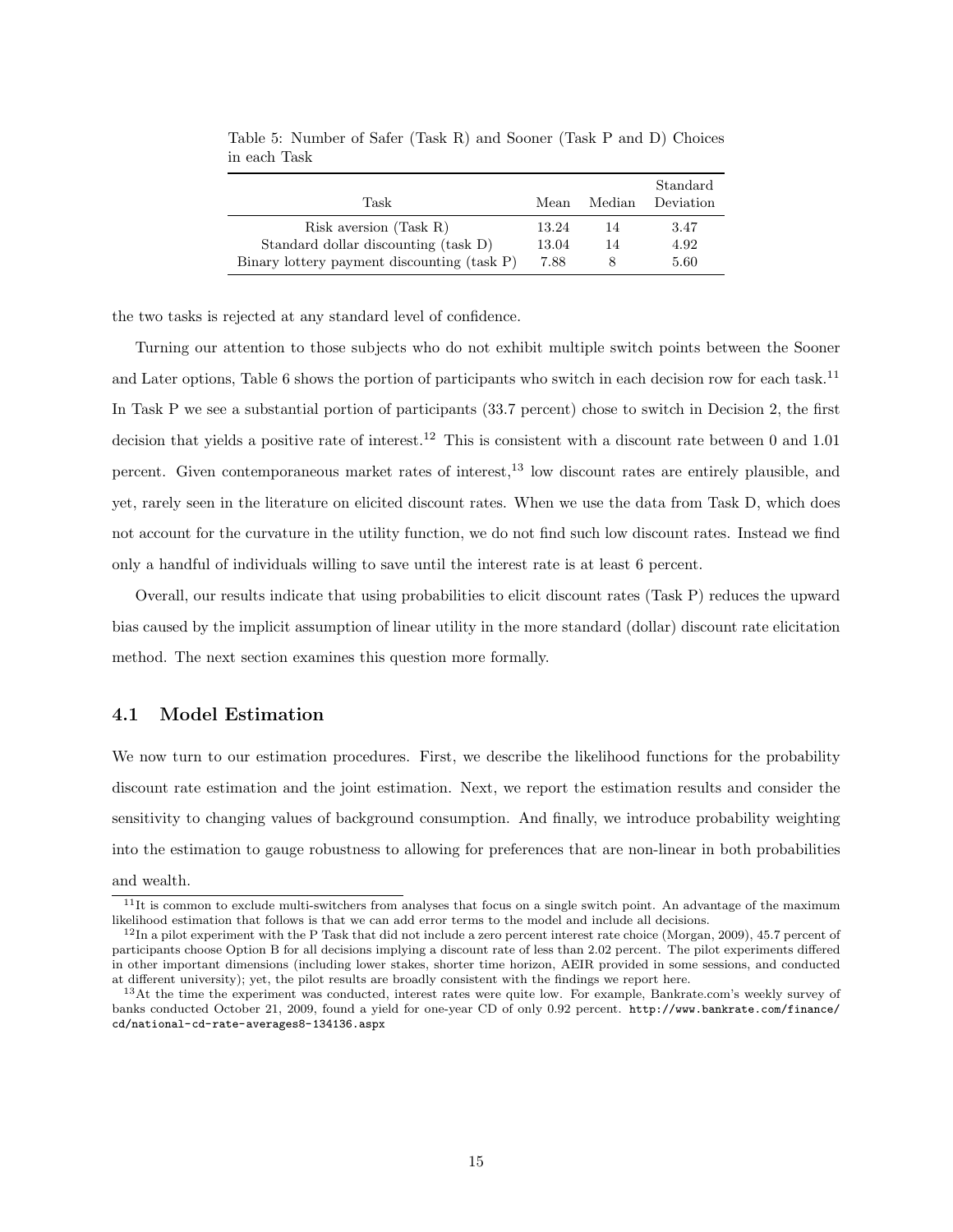Table 5: Number of Safer (Task R) and Sooner (Task P and D) Choices in each Task

| Task | Mean | Median | Standard Deviation |
|---|---|---|---|
| Risk aversion (Task R) | 13.24 | 14 | 3.47 |
| Standard dollar discounting (task D) | 13.04 | 14 | 4.92 |
| Binary lottery payment discounting (task P) | 7.88 | 8 | 5.60 |

the two tasks is rejected at any standard level of confidence.

Turning our attention to those subjects who do not exhibit multiple switch points between the Sooner and Later options, Table 6 shows the portion of participants who switch in each decision row for each task.[11] In Task P we see a substantial portion of participants (33.7 percent) chose to switch in Decision 2, the first decision that yields a positive rate of interest.[12] This is consistent with a discount rate between 0 and 1.01 percent. Given contemporaneous market rates of interest,[13] low discount rates are entirely plausible, and yet, rarely seen in the literature on elicited discount rates. When we use the data from Task D, which does not account for the curvature in the utility function, we do not find such low discount rates. Instead we find only a handful of individuals willing to save until the interest rate is at least 6 percent.

Overall, our results indicate that using probabilities to elicit discount rates (Task P) reduces the upward bias caused by the implicit assumption of linear utility in the more standard (dollar) discount rate elicitation method. The next section examines this question more formally.

## 4.1 Model Estimation

We now turn to our estimation procedures. First, we describe the likelihood functions for the probability discount rate estimation and the joint estimation. Next, we report the estimation results and consider the sensitivity to changing values of background consumption. And finally, we introduce probability weighting into the estimation to gauge robustness to allowing for preferences that are non-linear in both probabilities and wealth.

[11] It is common to exclude multi-switchers from analyses that focus on a single switch point. An advantage of the maximum likelihood estimation that follows is that we can add error terms to the model and include all decisions.

[12] In a pilot experiment with the P Task that did not include a zero percent interest rate choice (Morgan, 2009), 45.7 percent of participants choose Option B for all decisions implying a discount rate of less than 2.02 percent. The pilot experiments differed in other important dimensions (including lower stakes, shorter time horizon, AEIR provided in some sessions, and conducted at different university); yet, the pilot results are broadly consistent with the findings we report here.

[13] At the time the experiment was conducted, interest rates were quite low. For example, Bankrate.com's weekly survey of banks conducted October 21, 2009, found a yield for one-year CD of only 0.92 percent. http://www.bankrate.com/finance/cd/national-cd-rate-averages8-134136.aspx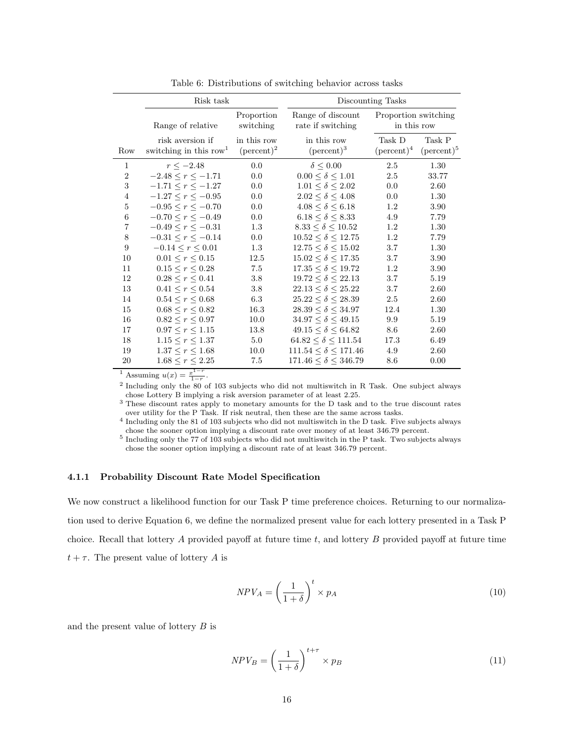Table 6: Distributions of switching behavior across tasks

| | Risk task | | Discounting Tasks | | |
|---|---|---|---|---|---|
| | Range of relative | Proportion switching | Range of discount rate if switching | Proportion switching in this row | |
| Row | risk aversion if switching in this row[1] | in this row (percent)[2] | in this row (percent)[3] | Task D (percent)[4] | Task P (percent)[5] |
| 1 | $r \leq -2.48$ | 0.0 | $\delta \leq 0.00$ | 2.5 | 1.30 |
| 2 | $-2.48 \leq r \leq -1.71$ | 0.0 | $0.00 \leq \delta \leq 1.01$ | 2.5 | 33.77 |
| 3 | $-1.71 \leq r \leq -1.27$ | 0.0 | $1.01 \leq \delta \leq 2.02$ | 0.0 | 2.60 |
| 4 | $-1.27 \leq r \leq -0.95$ | 0.0 | $2.02 \leq \delta \leq 4.08$ | 0.0 | 1.30 |
| 5 | $-0.95 \leq r \leq -0.70$ | 0.0 | $4.08 \leq \delta \leq 6.18$ | 1.2 | 3.90 |
| 6 | $-0.70 \leq r \leq -0.49$ | 0.0 | $6.18 \leq \delta \leq 8.33$ | 4.9 | 7.79 |
| 7 | $-0.49 \leq r \leq -0.31$ | 1.3 | $8.33 \leq \delta \leq 10.52$ | 1.2 | 1.30 |
| 8 | $-0.31 \leq r \leq -0.14$ | 0.0 | $10.52 \leq \delta \leq 12.75$ | 1.2 | 7.79 |
| 9 | $-0.14 \leq r \leq 0.01$ | 1.3 | $12.75 \leq \delta \leq 15.02$ | 3.7 | 1.30 |
| 10 | $0.01 \leq r \leq 0.15$ | 12.5 | $15.02 \leq \delta \leq 17.35$ | 3.7 | 3.90 |
| 11 | $0.15 \leq r \leq 0.28$ | 7.5 | $17.35 \leq \delta \leq 19.72$ | 1.2 | 3.90 |
| 12 | $0.28 \leq r \leq 0.41$ | 3.8 | $19.72 \leq \delta \leq 22.13$ | 3.7 | 5.19 |
| 13 | $0.41 \leq r \leq 0.54$ | 3.8 | $22.13 \leq \delta \leq 25.22$ | 3.7 | 2.60 |
| 14 | $0.54 \leq r \leq 0.68$ | 6.3 | $25.22 \leq \delta \leq 28.39$ | 2.5 | 2.60 |
| 15 | $0.68 \leq r \leq 0.82$ | 16.3 | $28.39 \leq \delta \leq 34.97$ | 12.4 | 1.30 |
| 16 | $0.82 \leq r \leq 0.97$ | 10.0 | $34.97 \leq \delta \leq 49.15$ | 9.9 | 5.19 |
| 17 | $0.97 \leq r \leq 1.15$ | 13.8 | $49.15 \leq \delta \leq 64.82$ | 8.6 | 2.60 |
| 18 | $1.15 \leq r \leq 1.37$ | 5.0 | $64.82 \leq \delta \leq 111.54$ | 17.3 | 6.49 |
| 19 | $1.37 \leq r \leq 1.68$ | 10.0 | $111.54 \leq \delta \leq 171.46$ | 4.9 | 2.60 |
| 20 | $1.68 \leq r \leq 2.25$ | 7.5 | $171.46 \leq \delta \leq 346.79$ | 8.6 | 0.00 |

[1] Assuming $u(x) = \frac{x^{1-r}}{1-r}$.

[2] Including only the 80 of 103 subjects who did not multiswitch in R Task. One subject always chose Lottery B implying a risk aversion parameter of at least 2.25.

[3] These discount rates apply to monetary amounts for the D task and to the true discount rates over utility for the P Task. If risk neutral, then these are the same across tasks.

[4] Including only the 81 of 103 subjects who did not multiswitch in the D task. Five subjects always chose the sooner option implying a discount rate over money of at least 346.79 percent.

[5] Including only the 77 of 103 subjects who did not multiswitch in the P task. Two subjects always chose the sooner option implying a discount rate of at least 346.79 percent.

#### 4.1.1 Probability Discount Rate Model Specification

We now construct a likelihood function for our Task P time preference choices. Returning to our normalization used to derive Equation 6, we define the normalized present value for each lottery presented in a Task P choice. Recall that lottery $A$ provided payoff at future time $t$, and lottery $B$ provided payoff at future time $t + \tau$. The present value of lottery $A$ is

$$NPV_A = \left(\frac{1}{1+\delta}\right)^t \times p_A \tag{10}$$

and the present value of lottery $B$ is

$$NPV_B = \left(\frac{1}{1+\delta}\right)^{t+\tau} \times p_B \tag{11}$$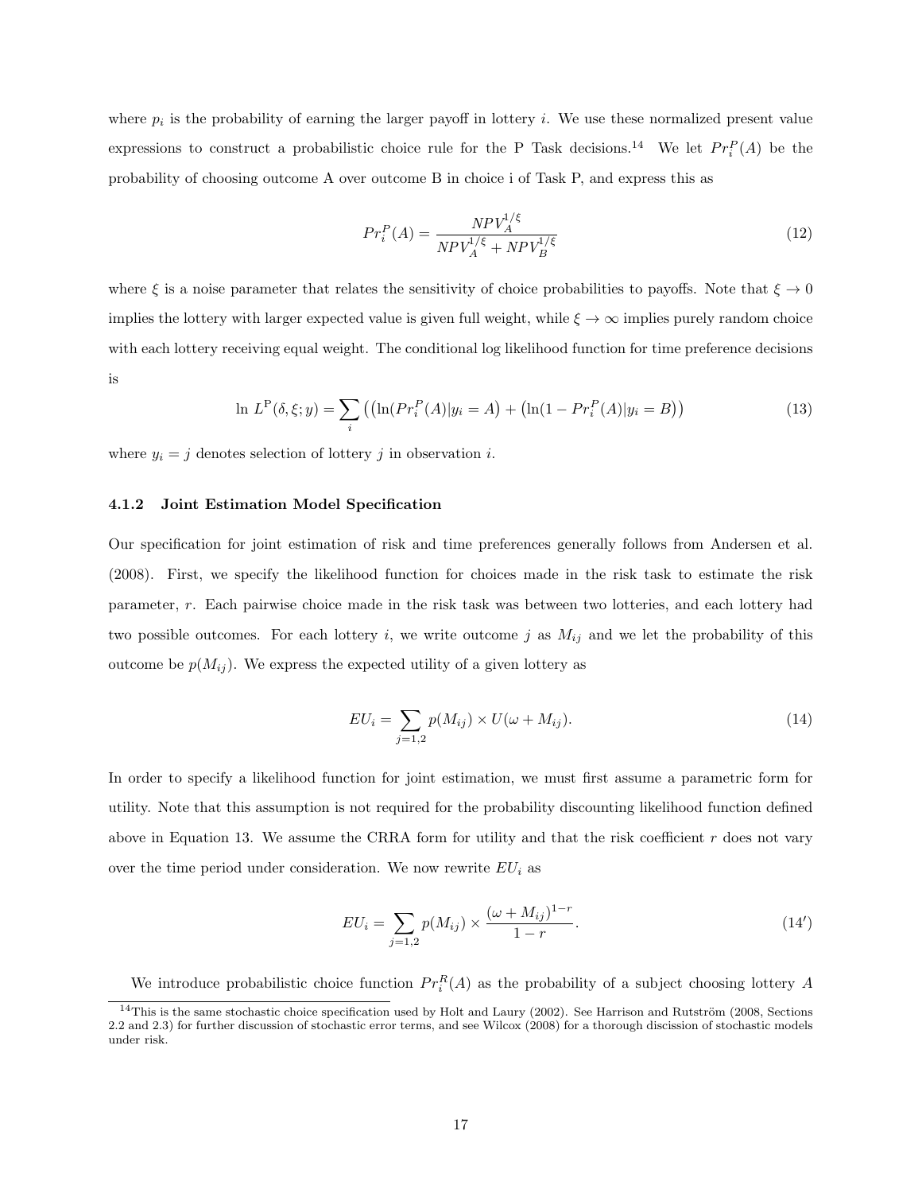where $p_i$ is the probability of earning the larger payoff in lottery $i$. We use these normalized present value expressions to construct a probabilistic choice rule for the P Task decisions.[14] We let $Pr_i^P(A)$ be the probability of choosing outcome A over outcome B in choice i of Task P, and express this as

$$Pr_i^P(A) = \frac{NPV_A^{1/\xi}}{NPV_A^{1/\xi} + NPV_B^{1/\xi}} \tag{12}$$

where $\xi$ is a noise parameter that relates the sensitivity of choice probabilities to payoffs. Note that $\xi \to 0$ implies the lottery with larger expected value is given full weight, while $\xi \to \infty$ implies purely random choice with each lottery receiving equal weight. The conditional log likelihood function for time preference decisions is

$$\ln L^{\mathrm{P}}(\delta, \xi; y) = \sum_i \left( \left( \ln(Pr_i^P(A) | y_i = A \right) + \left( \ln(1 - Pr_i^P(A) | y_i = B \right) \right) \tag{13}$$

where $y_i = j$ denotes selection of lottery $j$ in observation $i$.

#### 4.1.2 Joint Estimation Model Specification

Our specification for joint estimation of risk and time preferences generally follows from Andersen et al. (2008). First, we specify the likelihood function for choices made in the risk task to estimate the risk parameter, $r$. Each pairwise choice made in the risk task was between two lotteries, and each lottery had two possible outcomes. For each lottery $i$, we write outcome $j$ as $M_{ij}$ and we let the probability of this outcome be $p(M_{ij})$. We express the expected utility of a given lottery as

$$EU_i = \sum_{j=1,2} p(M_{ij}) \times U(\omega + M_{ij}). \tag{14}$$

In order to specify a likelihood function for joint estimation, we must first assume a parametric form for utility. Note that this assumption is not required for the probability discounting likelihood function defined above in Equation 13. We assume the CRRA form for utility and that the risk coefficient $r$ does not vary over the time period under consideration. We now rewrite $EU_i$ as

$$EU_i = \sum_{j=1,2} p(M_{ij}) \times \frac{(\omega + M_{ij})^{1-r}}{1-r}. \tag{14'}$$

We introduce probabilistic choice function $Pr_i^R(A)$ as the probability of a subject choosing lottery $A$

[14] This is the same stochastic choice specification used by Holt and Laury (2002). See Harrison and Rutström (2008, Sections 2.2 and 2.3) for further discussion of stochastic error terms, and see Wilcox (2008) for a thorough discission of stochastic models under risk.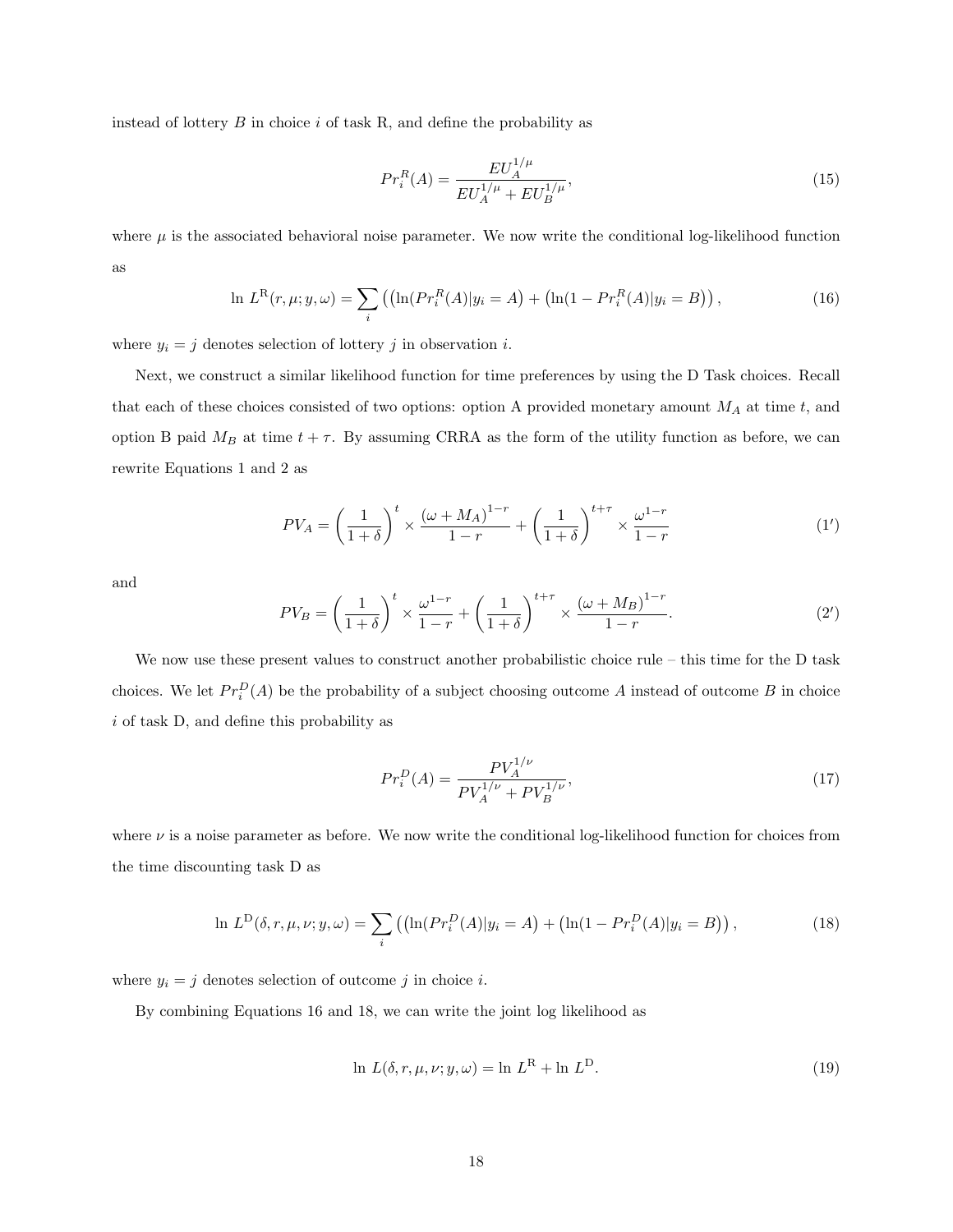instead of lottery $B$ in choice $i$ of task R, and define the probability as

$$Pr_i^R(A) = \frac{EU_A^{1/\mu}}{EU_A^{1/\mu} + EU_B^{1/\mu}}, \tag{15}$$

where $\mu$ is the associated behavioral noise parameter. We now write the conditional log-likelihood function as

$$\ln\, L^{\mathrm{R}}(r, \mu; y, \omega) = \sum_i \left( \left(\ln(Pr_i^R(A)|y_i = A\right) + \left(\ln(1 - Pr_i^R(A)|y_i = B\right) \right), \tag{16}$$

where $y_i = j$ denotes selection of lottery $j$ in observation $i$.

Next, we construct a similar likelihood function for time preferences by using the D Task choices. Recall that each of these choices consisted of two options: option A provided monetary amount $M_A$ at time $t$, and option B paid $M_B$ at time $t + \tau$. By assuming CRRA as the form of the utility function as before, we can rewrite Equations 1 and 2 as

$$PV_A = \left(\frac{1}{1+\delta}\right)^t \times \frac{(\omega + M_A)^{1-r}}{1-r} + \left(\frac{1}{1+\delta}\right)^{t+\tau} \times \frac{\omega^{1-r}}{1-r} \tag{1$'$}$$

and

$$PV_B = \left(\frac{1}{1+\delta}\right)^t \times \frac{\omega^{1-r}}{1-r} + \left(\frac{1}{1+\delta}\right)^{t+\tau} \times \frac{(\omega + M_B)^{1-r}}{1-r}. \tag{2$'$}$$

We now use these present values to construct another probabilistic choice rule – this time for the D task choices. We let $Pr_i^D(A)$ be the probability of a subject choosing outcome $A$ instead of outcome $B$ in choice $i$ of task D, and define this probability as

$$Pr_i^D(A) = \frac{PV_A^{1/\nu}}{PV_A^{1/\nu} + PV_B^{1/\nu}}, \tag{17}$$

where $\nu$ is a noise parameter as before. We now write the conditional log-likelihood function for choices from the time discounting task D as

$$\ln\, L^{\mathrm{D}}(\delta, r, \mu, \nu; y, \omega) = \sum_i \left( \left(\ln(Pr_i^D(A)|y_i = A\right) + \left(\ln(1 - Pr_i^D(A)|y_i = B\right) \right), \tag{18}$$

where $y_i = j$ denotes selection of outcome $j$ in choice $i$.

By combining Equations 16 and 18, we can write the joint log likelihood as

$$\ln\, L(\delta, r, \mu, \nu; y, \omega) = \ln\, L^{\mathrm{R}} + \ln\, L^{\mathrm{D}}. \tag{19}$$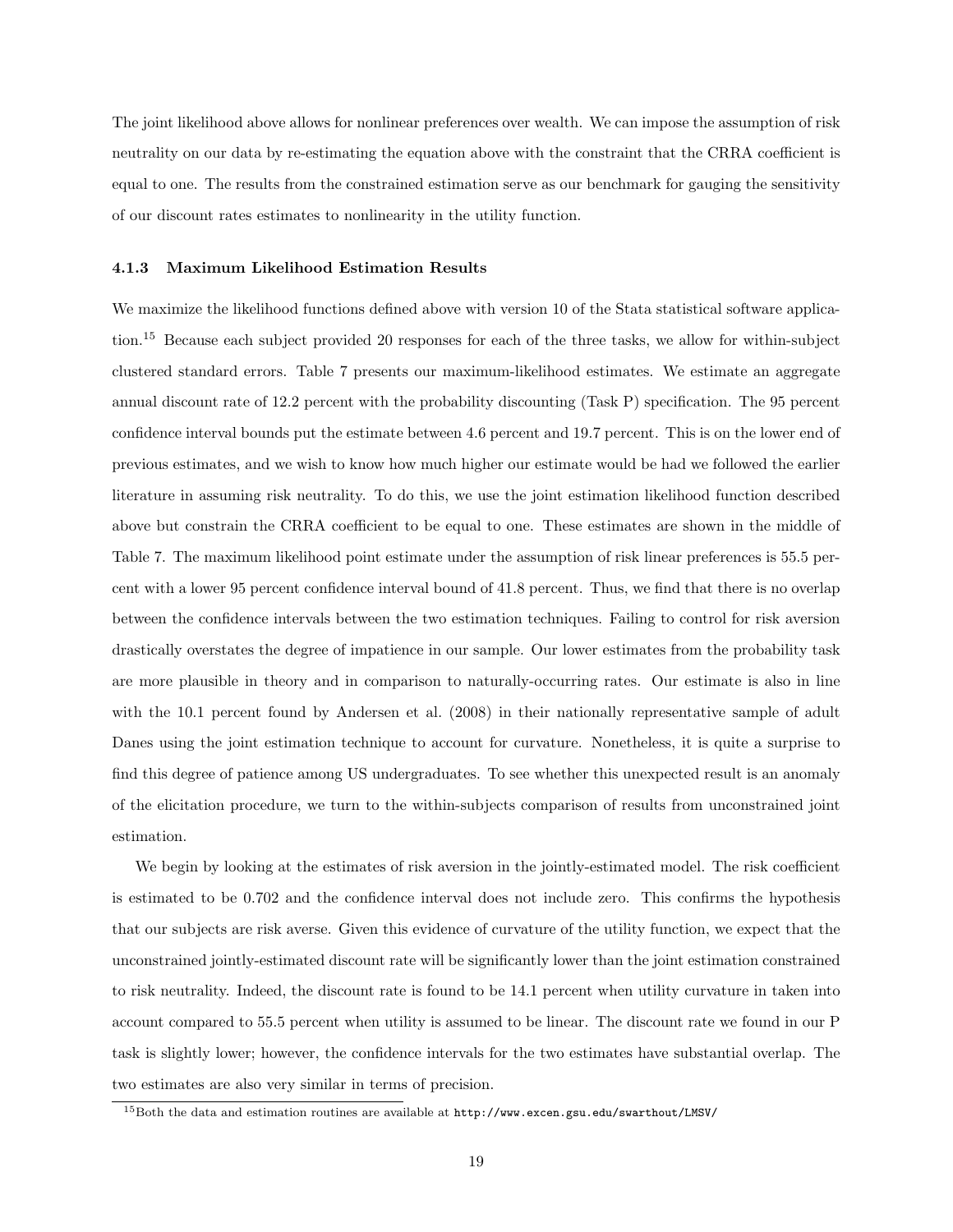The joint likelihood above allows for nonlinear preferences over wealth. We can impose the assumption of risk neutrality on our data by re-estimating the equation above with the constraint that the CRRA coefficient is equal to one. The results from the constrained estimation serve as our benchmark for gauging the sensitivity of our discount rates estimates to nonlinearity in the utility function.

#### 4.1.3 Maximum Likelihood Estimation Results

We maximize the likelihood functions defined above with version 10 of the Stata statistical software application.[15] Because each subject provided 20 responses for each of the three tasks, we allow for within-subject clustered standard errors. Table 7 presents our maximum-likelihood estimates. We estimate an aggregate annual discount rate of 12.2 percent with the probability discounting (Task P) specification. The 95 percent confidence interval bounds put the estimate between 4.6 percent and 19.7 percent. This is on the lower end of previous estimates, and we wish to know how much higher our estimate would be had we followed the earlier literature in assuming risk neutrality. To do this, we use the joint estimation likelihood function described above but constrain the CRRA coefficient to be equal to one. These estimates are shown in the middle of Table 7. The maximum likelihood point estimate under the assumption of risk linear preferences is 55.5 percent with a lower 95 percent confidence interval bound of 41.8 percent. Thus, we find that there is no overlap between the confidence intervals between the two estimation techniques. Failing to control for risk aversion drastically overstates the degree of impatience in our sample. Our lower estimates from the probability task are more plausible in theory and in comparison to naturally-occurring rates. Our estimate is also in line with the 10.1 percent found by Andersen et al. (2008) in their nationally representative sample of adult Danes using the joint estimation technique to account for curvature. Nonetheless, it is quite a surprise to find this degree of patience among US undergraduates. To see whether this unexpected result is an anomaly of the elicitation procedure, we turn to the within-subjects comparison of results from unconstrained joint estimation.

We begin by looking at the estimates of risk aversion in the jointly-estimated model. The risk coefficient is estimated to be 0.702 and the confidence interval does not include zero. This confirms the hypothesis that our subjects are risk averse. Given this evidence of curvature of the utility function, we expect that the unconstrained jointly-estimated discount rate will be significantly lower than the joint estimation constrained to risk neutrality. Indeed, the discount rate is found to be 14.1 percent when utility curvature in taken into account compared to 55.5 percent when utility is assumed to be linear. The discount rate we found in our P task is slightly lower; however, the confidence intervals for the two estimates have substantial overlap. The two estimates are also very similar in terms of precision.

[15] Both the data and estimation routines are available at http://www.excen.gsu.edu/swarthout/LMSV/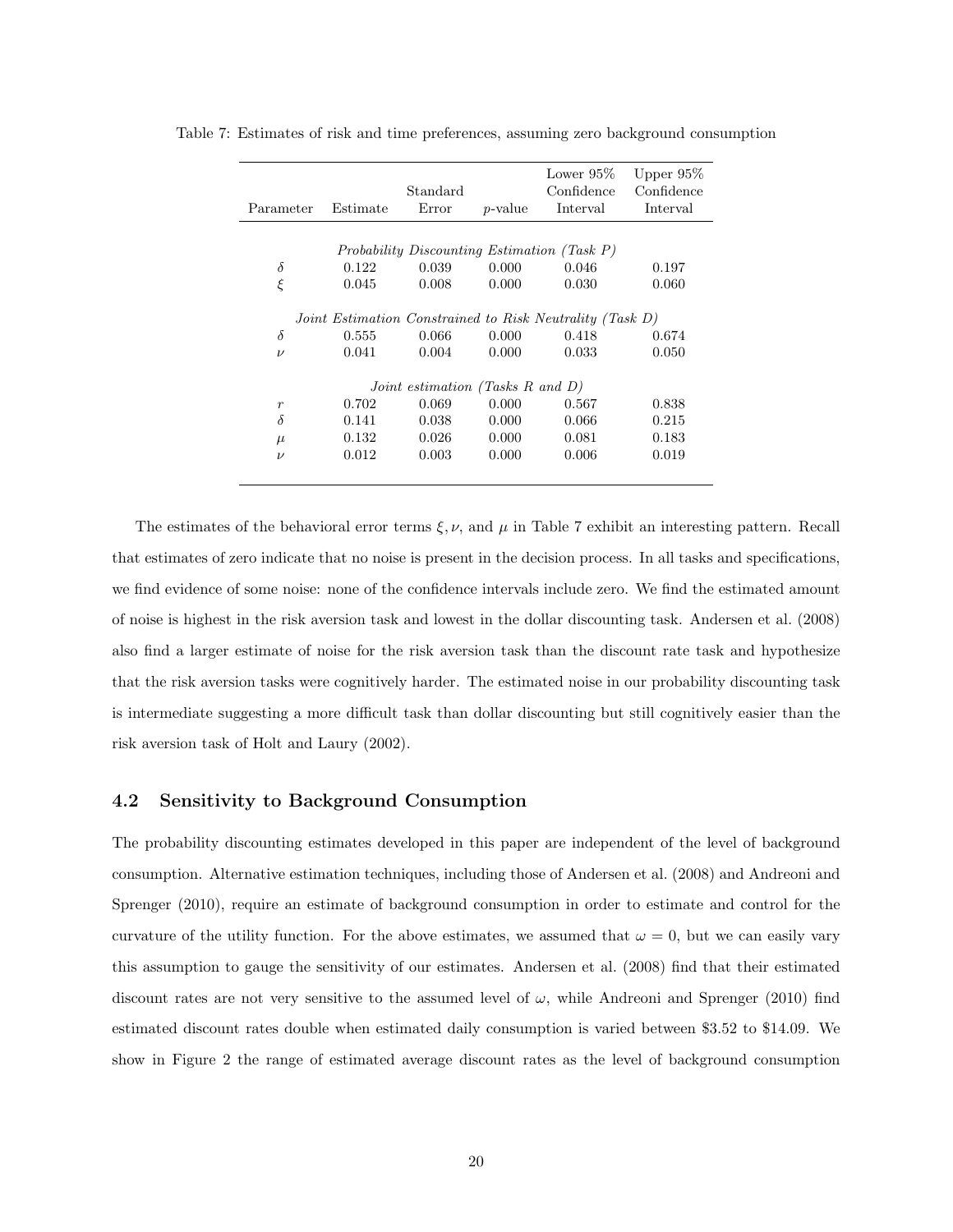Table 7: Estimates of risk and time preferences, assuming zero background consumption

| Parameter | Estimate | Standard Error | $p$-value | Lower 95% Confidence Interval | Upper 95% Confidence Interval |
|---|---|---|---|---|---|
| *Probability Discounting Estimation (Task P)* | | | | | |
| $\delta$ | 0.122 | 0.039 | 0.000 | 0.046 | 0.197 |
| $\xi$ | 0.045 | 0.008 | 0.000 | 0.030 | 0.060 |
| *Joint Estimation Constrained to Risk Neutrality (Task D)* | | | | | |
| $\delta$ | 0.555 | 0.066 | 0.000 | 0.418 | 0.674 |
| $\nu$ | 0.041 | 0.004 | 0.000 | 0.033 | 0.050 |
| *Joint estimation (Tasks R and D)* | | | | | |
| $r$ | 0.702 | 0.069 | 0.000 | 0.567 | 0.838 |
| $\delta$ | 0.141 | 0.038 | 0.000 | 0.066 | 0.215 |
| $\mu$ | 0.132 | 0.026 | 0.000 | 0.081 | 0.183 |
| $\nu$ | 0.012 | 0.003 | 0.000 | 0.006 | 0.019 |

The estimates of the behavioral error terms $\xi, \nu$, and $\mu$ in Table 7 exhibit an interesting pattern. Recall that estimates of zero indicate that no noise is present in the decision process. In all tasks and specifications, we find evidence of some noise: none of the confidence intervals include zero. We find the estimated amount of noise is highest in the risk aversion task and lowest in the dollar discounting task. Andersen et al. (2008) also find a larger estimate of noise for the risk aversion task than the discount rate task and hypothesize that the risk aversion tasks were cognitively harder. The estimated noise in our probability discounting task is intermediate suggesting a more difficult task than dollar discounting but still cognitively easier than the risk aversion task of Holt and Laury (2002).

## 4.2 Sensitivity to Background Consumption

The probability discounting estimates developed in this paper are independent of the level of background consumption. Alternative estimation techniques, including those of Andersen et al. (2008) and Andreoni and Sprenger (2010), require an estimate of background consumption in order to estimate and control for the curvature of the utility function. For the above estimates, we assumed that $\omega = 0$, but we can easily vary this assumption to gauge the sensitivity of our estimates. Andersen et al. (2008) find that their estimated discount rates are not very sensitive to the assumed level of $\omega$, while Andreoni and Sprenger (2010) find estimated discount rates double when estimated daily consumption is varied between \$3.52 to \$14.09. We show in Figure 2 the range of estimated average discount rates as the level of background consumption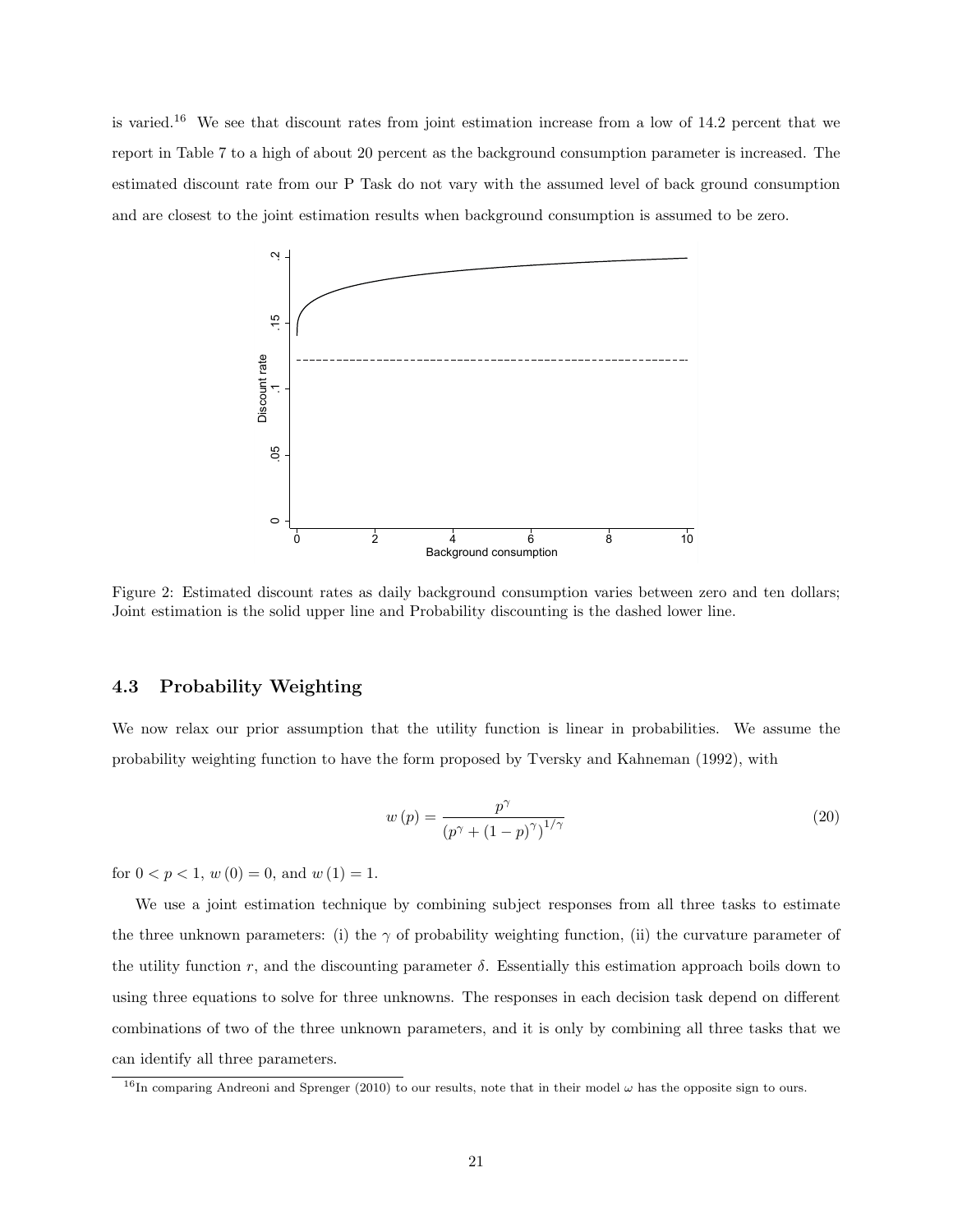is varied.[16] We see that discount rates from joint estimation increase from a low of 14.2 percent that we report in Table 7 to a high of about 20 percent as the background consumption parameter is increased. The estimated discount rate from our P Task do not vary with the assumed level of back ground consumption and are closest to the joint estimation results when background consumption is assumed to be zero.

Figure 2: Estimated discount rates as daily background consumption varies between zero and ten dollars; Joint estimation is the solid upper line and Probability discounting is the dashed lower line.

### 4.3 Probability Weighting

We now relax our prior assumption that the utility function is linear in probabilities. We assume the probability weighting function to have the form proposed by Tversky and Kahneman (1992), with

$$w(p) = \frac{p^{\gamma}}{\left(p^{\gamma} + (1-p)^{\gamma}\right)^{1/\gamma}} \tag{20}$$

for $0 < p < 1$, $w(0) = 0$, and $w(1) = 1$.

We use a joint estimation technique by combining subject responses from all three tasks to estimate the three unknown parameters: (i) the $\gamma$ of probability weighting function, (ii) the curvature parameter of the utility function $r$, and the discounting parameter $\delta$. Essentially this estimation approach boils down to using three equations to solve for three unknowns. The responses in each decision task depend on different combinations of two of the three unknown parameters, and it is only by combining all three tasks that we can identify all three parameters.

[16] In comparing Andreoni and Sprenger (2010) to our results, note that in their model $\omega$ has the opposite sign to ours.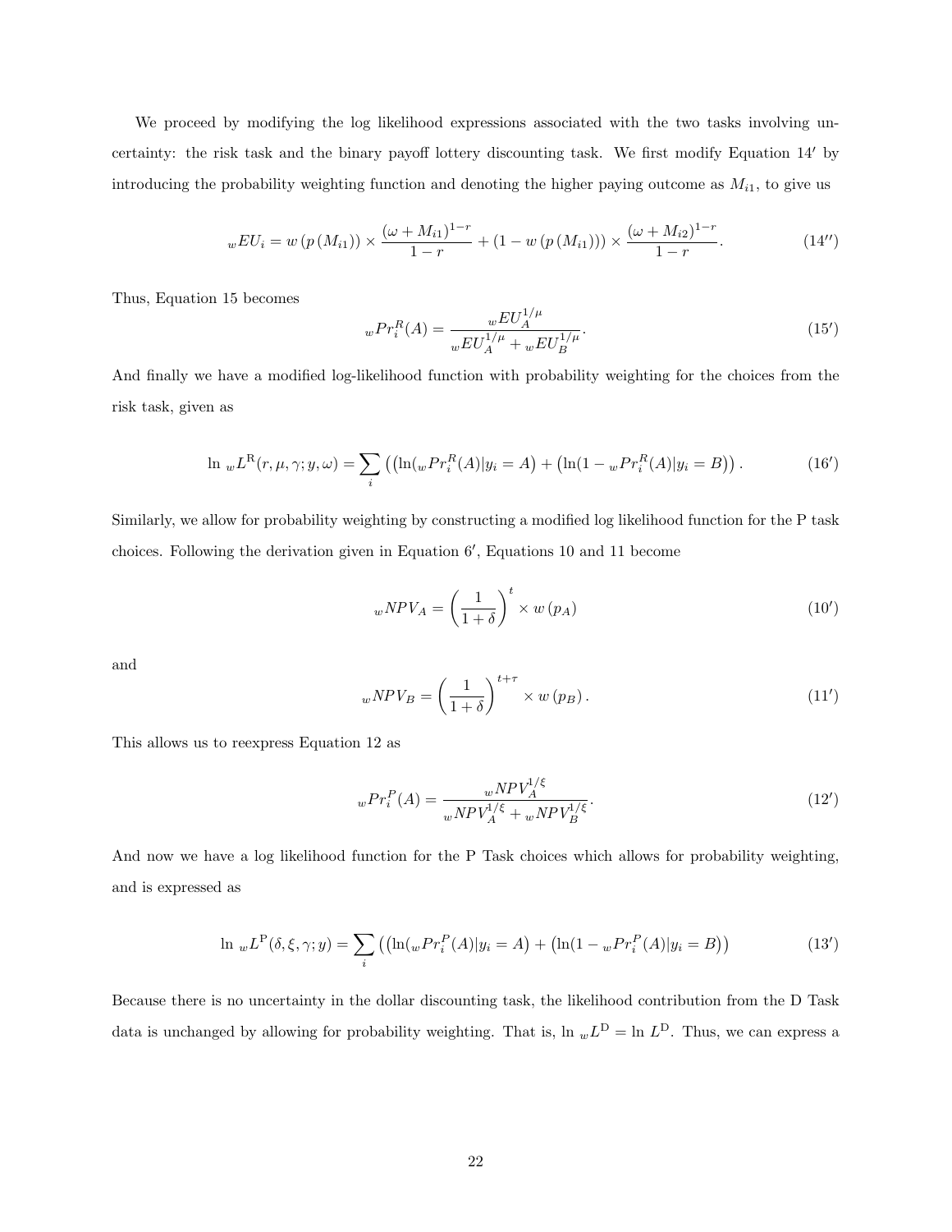We proceed by modifying the log likelihood expressions associated with the two tasks involving uncertainty: the risk task and the binary payoff lottery discounting task. We first modify Equation 14′ by introducing the probability weighting function and denoting the higher paying outcome as $M_{i1}$, to give us

$$
{}_wEU_i = w\left(p\left(M_{i1}\right)\right) \times \frac{(\omega + M_{i1})^{1-r}}{1-r} + \left(1 - w\left(p\left(M_{i1}\right)\right)\right) \times \frac{(\omega + M_{i2})^{1-r}}{1-r}. \tag{14′′}
$$

Thus, Equation 15 becomes

$$
{}_wPr_i^R(A) = \frac{{}_wEU_A^{1/\mu}}{{}_wEU_A^{1/\mu} + {}_wEU_B^{1/\mu}}. \tag{15′}
$$

And finally we have a modified log-likelihood function with probability weighting for the choices from the risk task, given as

$$
\ln\, {}_wL^{\mathrm{R}}(r, \mu, \gamma; y, \omega) = \sum_i \left( \left( \ln({}_wPr_i^R(A) | y_i = A \right) + \left( \ln(1 - {}_wPr_i^R(A) | y_i = B \right) \right). \tag{16′}
$$

Similarly, we allow for probability weighting by constructing a modified log likelihood function for the P task choices. Following the derivation given in Equation 6′, Equations 10 and 11 become

$$
{}_wNPV_A = \left(\frac{1}{1+\delta}\right)^t \times w\left(p_A\right) \tag{10′}
$$

and

$$
{}_wNPV_B = \left(\frac{1}{1+\delta}\right)^{t+\tau} \times w\left(p_B\right). \tag{11′}
$$

This allows us to reexpress Equation 12 as

$$
{}_wPr_i^P(A) = \frac{{}_wNPV_A^{1/\xi}}{{}_wNPV_A^{1/\xi} + {}_wNPV_B^{1/\xi}}. \tag{12′}
$$

And now we have a log likelihood function for the P Task choices which allows for probability weighting, and is expressed as

$$
\ln\, {}_wL^{\mathrm{P}}(\delta, \xi, \gamma; y) = \sum_i \left( \left( \ln({}_wPr_i^P(A) | y_i = A \right) + \left( \ln(1 - {}_wPr_i^P(A) | y_i = B \right) \right) \tag{13′}
$$

Because there is no uncertainty in the dollar discounting task, the likelihood contribution from the D Task data is unchanged by allowing for probability weighting. That is, $\ln\, {}_wL^{\mathrm{D}} = \ln\, L^{\mathrm{D}}$. Thus, we can express a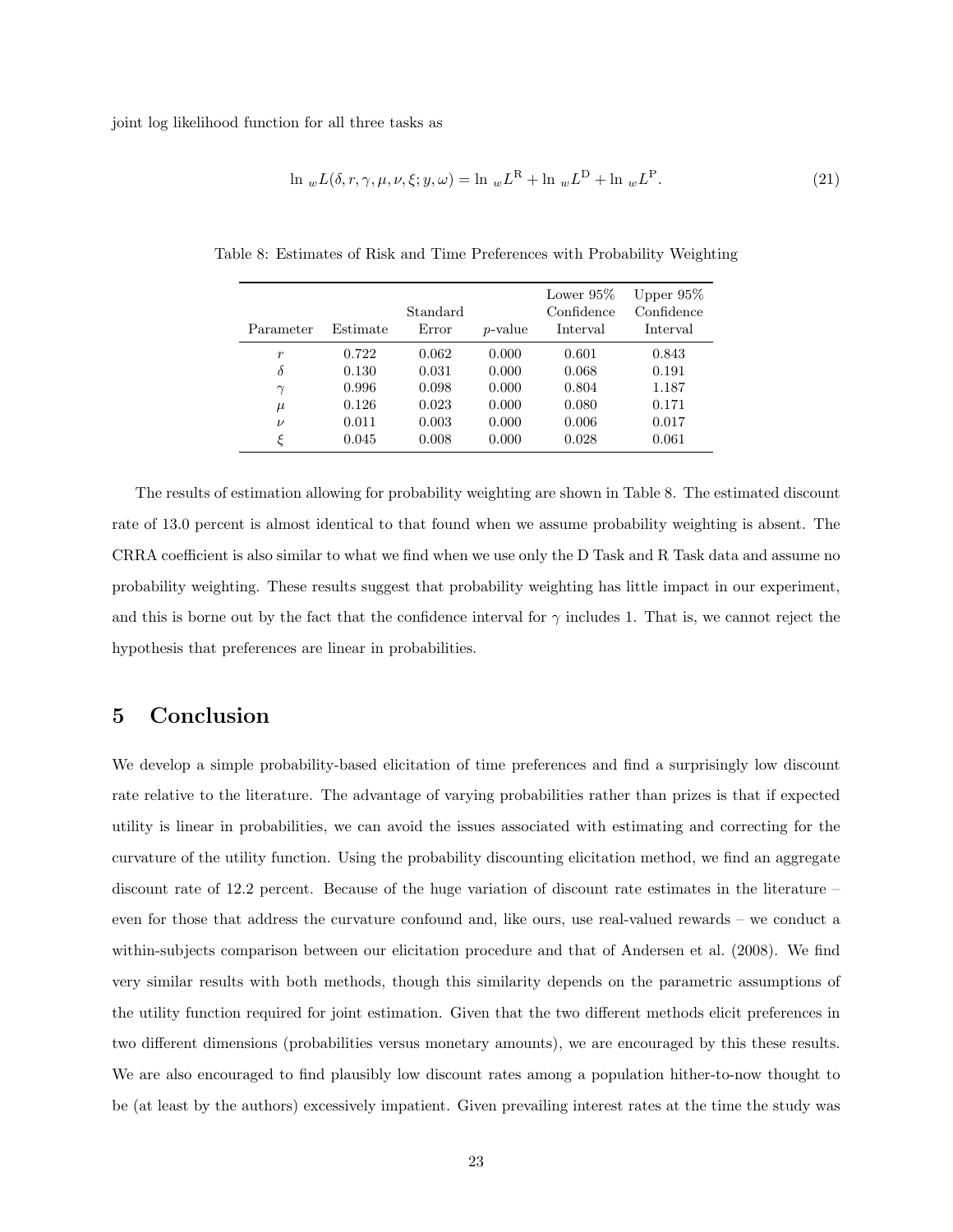joint log likelihood function for all three tasks as

$$\ln {}_wL(\delta, r, \gamma, \mu, \nu, \xi; y, \omega) = \ln {}_wL^{\mathrm{R}} + \ln {}_wL^{\mathrm{D}} + \ln {}_wL^{\mathrm{P}}. \tag{21}$$

Table 8: Estimates of Risk and Time Preferences with Probability Weighting

| Parameter | Estimate | Standard Error | $p$-value | Lower 95% Confidence Interval | Upper 95% Confidence Interval |
|---|---|---|---|---|---|
| $r$ | 0.722 | 0.062 | 0.000 | 0.601 | 0.843 |
| $\delta$ | 0.130 | 0.031 | 0.000 | 0.068 | 0.191 |
| $\gamma$ | 0.996 | 0.098 | 0.000 | 0.804 | 1.187 |
| $\mu$ | 0.126 | 0.023 | 0.000 | 0.080 | 0.171 |
| $\nu$ | 0.011 | 0.003 | 0.000 | 0.006 | 0.017 |
| $\xi$ | 0.045 | 0.008 | 0.000 | 0.028 | 0.061 |

The results of estimation allowing for probability weighting are shown in Table 8. The estimated discount rate of 13.0 percent is almost identical to that found when we assume probability weighting is absent. The CRRA coefficient is also similar to what we find when we use only the D Task and R Task data and assume no probability weighting. These results suggest that probability weighting has little impact in our experiment, and this is borne out by the fact that the confidence interval for $\gamma$ includes 1. That is, we cannot reject the hypothesis that preferences are linear in probabilities.

# 5 Conclusion

We develop a simple probability-based elicitation of time preferences and find a surprisingly low discount rate relative to the literature. The advantage of varying probabilities rather than prizes is that if expected utility is linear in probabilities, we can avoid the issues associated with estimating and correcting for the curvature of the utility function. Using the probability discounting elicitation method, we find an aggregate discount rate of 12.2 percent. Because of the huge variation of discount rate estimates in the literature – even for those that address the curvature confound and, like ours, use real-valued rewards – we conduct a within-subjects comparison between our elicitation procedure and that of Andersen et al. (2008). We find very similar results with both methods, though this similarity depends on the parametric assumptions of the utility function required for joint estimation. Given that the two different methods elicit preferences in two different dimensions (probabilities versus monetary amounts), we are encouraged by this these results. We are also encouraged to find plausibly low discount rates among a population hither-to-now thought to be (at least by the authors) excessively impatient. Given prevailing interest rates at the time the study was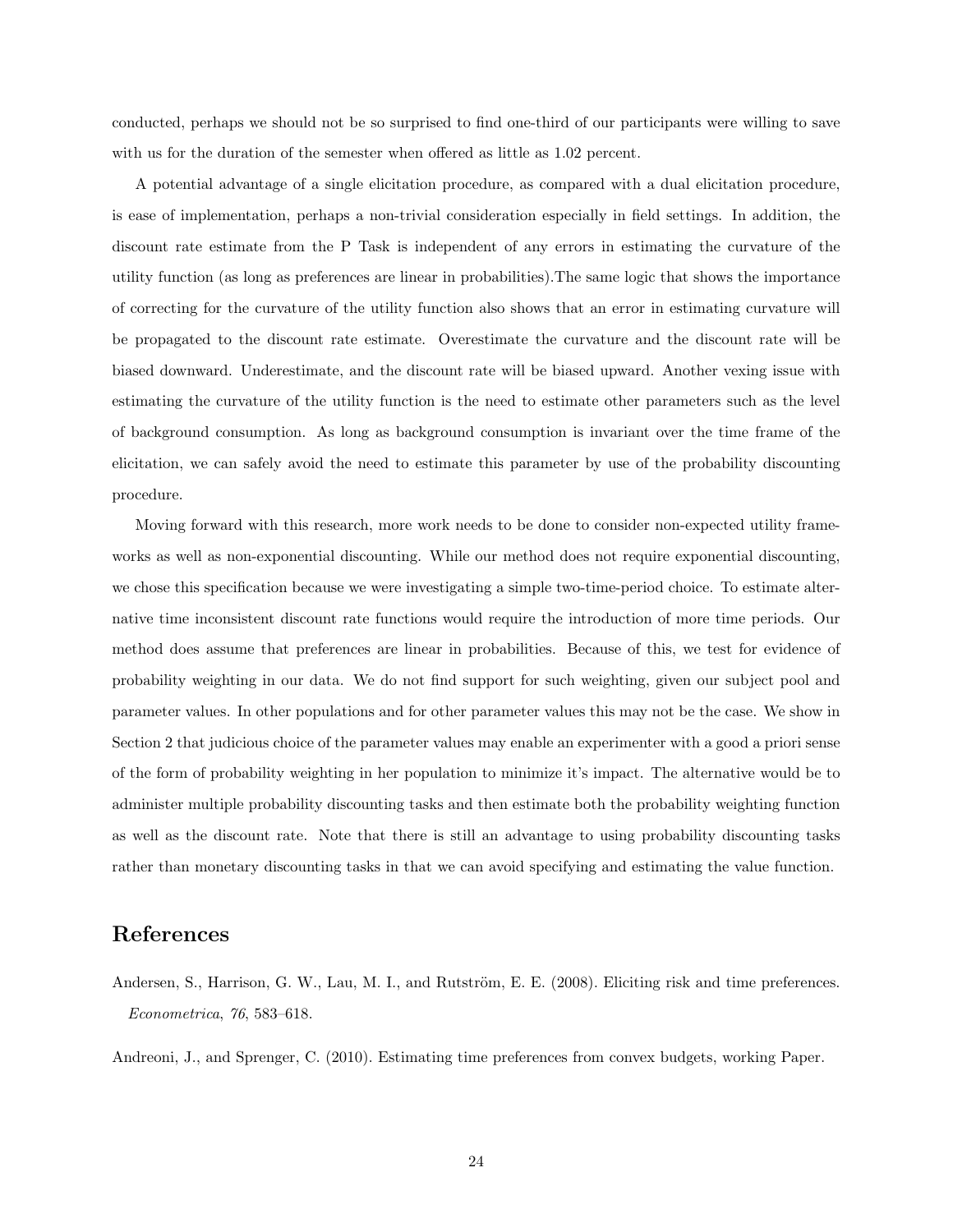conducted, perhaps we should not be so surprised to find one-third of our participants were willing to save with us for the duration of the semester when offered as little as 1.02 percent.

A potential advantage of a single elicitation procedure, as compared with a dual elicitation procedure, is ease of implementation, perhaps a non-trivial consideration especially in field settings. In addition, the discount rate estimate from the P Task is independent of any errors in estimating the curvature of the utility function (as long as preferences are linear in probabilities).The same logic that shows the importance of correcting for the curvature of the utility function also shows that an error in estimating curvature will be propagated to the discount rate estimate. Overestimate the curvature and the discount rate will be biased downward. Underestimate, and the discount rate will be biased upward. Another vexing issue with estimating the curvature of the utility function is the need to estimate other parameters such as the level of background consumption. As long as background consumption is invariant over the time frame of the elicitation, we can safely avoid the need to estimate this parameter by use of the probability discounting procedure.

Moving forward with this research, more work needs to be done to consider non-expected utility frameworks as well as non-exponential discounting. While our method does not require exponential discounting, we chose this specification because we were investigating a simple two-time-period choice. To estimate alternative time inconsistent discount rate functions would require the introduction of more time periods. Our method does assume that preferences are linear in probabilities. Because of this, we test for evidence of probability weighting in our data. We do not find support for such weighting, given our subject pool and parameter values. In other populations and for other parameter values this may not be the case. We show in Section 2 that judicious choice of the parameter values may enable an experimenter with a good a priori sense of the form of probability weighting in her population to minimize it's impact. The alternative would be to administer multiple probability discounting tasks and then estimate both the probability weighting function as well as the discount rate. Note that there is still an advantage to using probability discounting tasks rather than monetary discounting tasks in that we can avoid specifying and estimating the value function.

## References

Andersen, S., Harrison, G. W., Lau, M. I., and Rutström, E. E. (2008). Eliciting risk and time preferences. *Econometrica*, *76*, 583–618.

Andreoni, J., and Sprenger, C. (2010). Estimating time preferences from convex budgets, working Paper.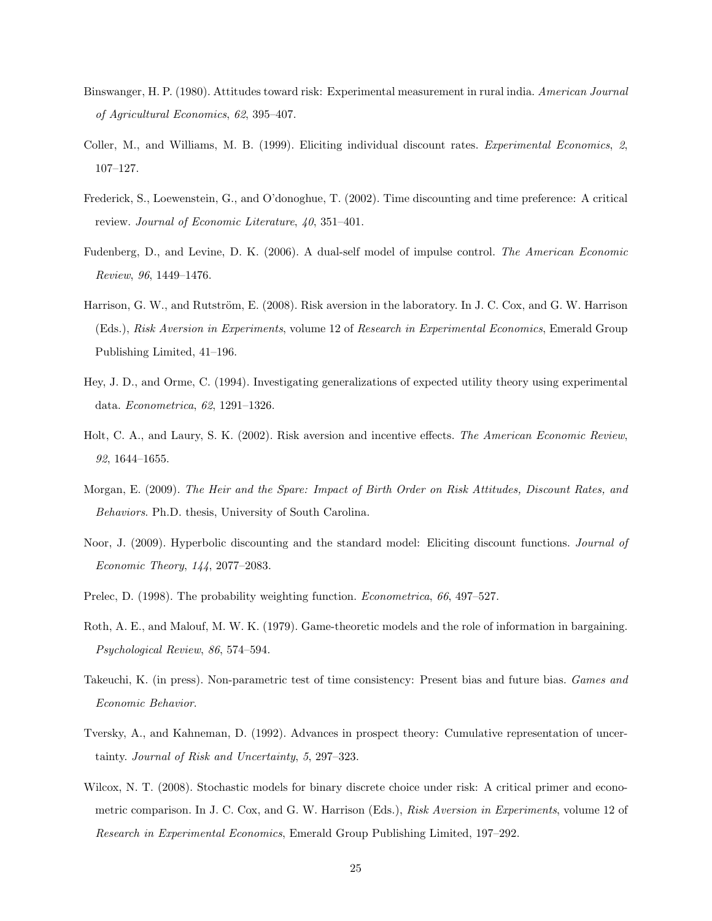Binswanger, H. P. (1980). Attitudes toward risk: Experimental measurement in rural india. *American Journal of Agricultural Economics*, *62*, 395–407.

Coller, M., and Williams, M. B. (1999). Eliciting individual discount rates. *Experimental Economics*, *2*, 107–127.

Frederick, S., Loewenstein, G., and O'donoghue, T. (2002). Time discounting and time preference: A critical review. *Journal of Economic Literature*, *40*, 351–401.

Fudenberg, D., and Levine, D. K. (2006). A dual-self model of impulse control. *The American Economic Review*, *96*, 1449–1476.

Harrison, G. W., and Rutström, E. (2008). Risk aversion in the laboratory. In J. C. Cox, and G. W. Harrison (Eds.), *Risk Aversion in Experiments*, volume 12 of *Research in Experimental Economics*, Emerald Group Publishing Limited, 41–196.

Hey, J. D., and Orme, C. (1994). Investigating generalizations of expected utility theory using experimental data. *Econometrica*, *62*, 1291–1326.

Holt, C. A., and Laury, S. K. (2002). Risk aversion and incentive effects. *The American Economic Review*, *92*, 1644–1655.

Morgan, E. (2009). *The Heir and the Spare: Impact of Birth Order on Risk Attitudes, Discount Rates, and Behaviors*. Ph.D. thesis, University of South Carolina.

Noor, J. (2009). Hyperbolic discounting and the standard model: Eliciting discount functions. *Journal of Economic Theory*, *144*, 2077–2083.

Prelec, D. (1998). The probability weighting function. *Econometrica*, *66*, 497–527.

Roth, A. E., and Malouf, M. W. K. (1979). Game-theoretic models and the role of information in bargaining. *Psychological Review*, *86*, 574–594.

Takeuchi, K. (in press). Non-parametric test of time consistency: Present bias and future bias. *Games and Economic Behavior*.

Tversky, A., and Kahneman, D. (1992). Advances in prospect theory: Cumulative representation of uncertainty. *Journal of Risk and Uncertainty*, *5*, 297–323.

Wilcox, N. T. (2008). Stochastic models for binary discrete choice under risk: A critical primer and econometric comparison. In J. C. Cox, and G. W. Harrison (Eds.), *Risk Aversion in Experiments*, volume 12 of *Research in Experimental Economics*, Emerald Group Publishing Limited, 197–292.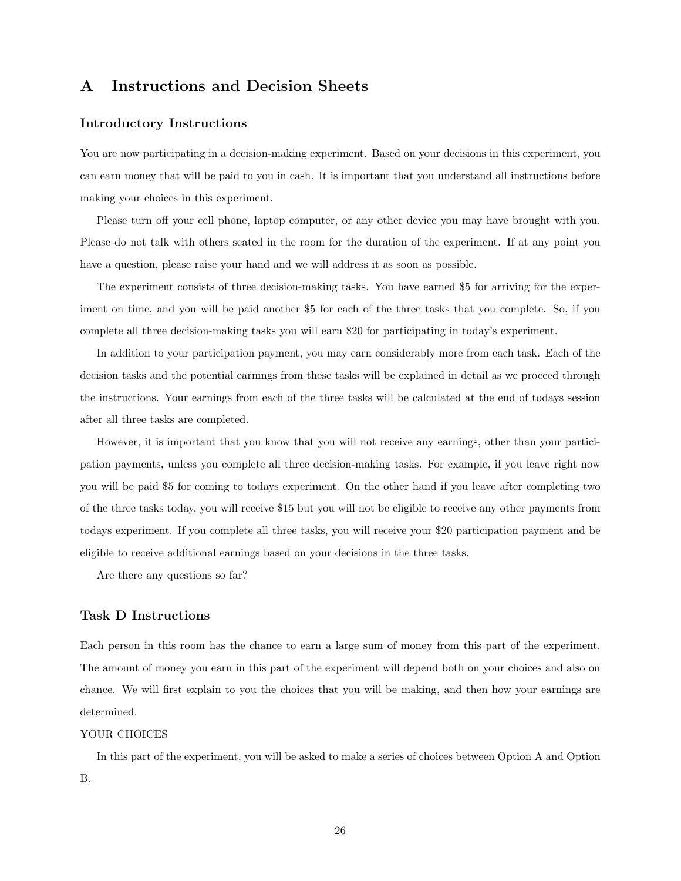# A Instructions and Decision Sheets

## Introductory Instructions

You are now participating in a decision-making experiment. Based on your decisions in this experiment, you can earn money that will be paid to you in cash. It is important that you understand all instructions before making your choices in this experiment.

Please turn off your cell phone, laptop computer, or any other device you may have brought with you. Please do not talk with others seated in the room for the duration of the experiment. If at any point you have a question, please raise your hand and we will address it as soon as possible.

The experiment consists of three decision-making tasks. You have earned $5 for arriving for the experiment on time, and you will be paid another $5 for each of the three tasks that you complete. So, if you complete all three decision-making tasks you will earn $20 for participating in today's experiment.

In addition to your participation payment, you may earn considerably more from each task. Each of the decision tasks and the potential earnings from these tasks will be explained in detail as we proceed through the instructions. Your earnings from each of the three tasks will be calculated at the end of todays session after all three tasks are completed.

However, it is important that you know that you will not receive any earnings, other than your participation payments, unless you complete all three decision-making tasks. For example, if you leave right now you will be paid $5 for coming to todays experiment. On the other hand if you leave after completing two of the three tasks today, you will receive $15 but you will not be eligible to receive any other payments from todays experiment. If you complete all three tasks, you will receive your $20 participation payment and be eligible to receive additional earnings based on your decisions in the three tasks.

Are there any questions so far?

## Task D Instructions

Each person in this room has the chance to earn a large sum of money from this part of the experiment. The amount of money you earn in this part of the experiment will depend both on your choices and also on chance. We will first explain to you the choices that you will be making, and then how your earnings are determined.

YOUR CHOICES

In this part of the experiment, you will be asked to make a series of choices between Option A and Option B.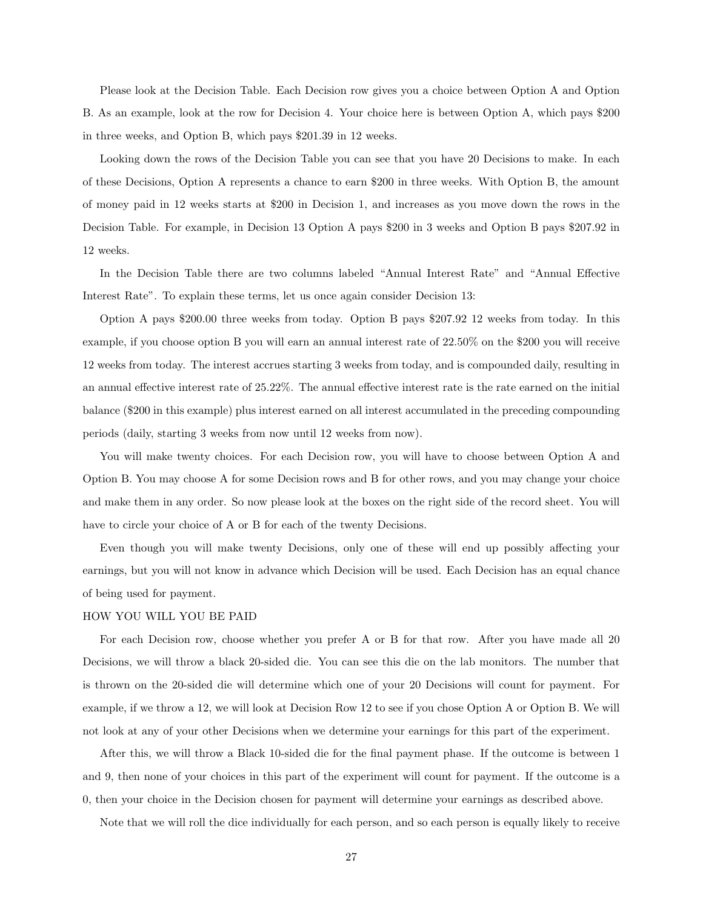Please look at the Decision Table. Each Decision row gives you a choice between Option A and Option B. As an example, look at the row for Decision 4. Your choice here is between Option A, which pays $200 in three weeks, and Option B, which pays $201.39 in 12 weeks.

Looking down the rows of the Decision Table you can see that you have 20 Decisions to make. In each of these Decisions, Option A represents a chance to earn $200 in three weeks. With Option B, the amount of money paid in 12 weeks starts at $200 in Decision 1, and increases as you move down the rows in the Decision Table. For example, in Decision 13 Option A pays $200 in 3 weeks and Option B pays $207.92 in 12 weeks.

In the Decision Table there are two columns labeled "Annual Interest Rate" and "Annual Effective Interest Rate". To explain these terms, let us once again consider Decision 13:

Option A pays $200.00 three weeks from today. Option B pays $207.92 12 weeks from today. In this example, if you choose option B you will earn an annual interest rate of 22.50% on the $200 you will receive 12 weeks from today. The interest accrues starting 3 weeks from today, and is compounded daily, resulting in an annual effective interest rate of 25.22%. The annual effective interest rate is the rate earned on the initial balance ($200 in this example) plus interest earned on all interest accumulated in the preceding compounding periods (daily, starting 3 weeks from now until 12 weeks from now).

You will make twenty choices. For each Decision row, you will have to choose between Option A and Option B. You may choose A for some Decision rows and B for other rows, and you may change your choice and make them in any order. So now please look at the boxes on the right side of the record sheet. You will have to circle your choice of A or B for each of the twenty Decisions.

Even though you will make twenty Decisions, only one of these will end up possibly affecting your earnings, but you will not know in advance which Decision will be used. Each Decision has an equal chance of being used for payment.

HOW YOU WILL YOU BE PAID

For each Decision row, choose whether you prefer A or B for that row. After you have made all 20 Decisions, we will throw a black 20-sided die. You can see this die on the lab monitors. The number that is thrown on the 20-sided die will determine which one of your 20 Decisions will count for payment. For example, if we throw a 12, we will look at Decision Row 12 to see if you chose Option A or Option B. We will not look at any of your other Decisions when we determine your earnings for this part of the experiment.

After this, we will throw a Black 10-sided die for the final payment phase. If the outcome is between 1 and 9, then none of your choices in this part of the experiment will count for payment. If the outcome is a 0, then your choice in the Decision chosen for payment will determine your earnings as described above.

Note that we will roll the dice individually for each person, and so each person is equally likely to receive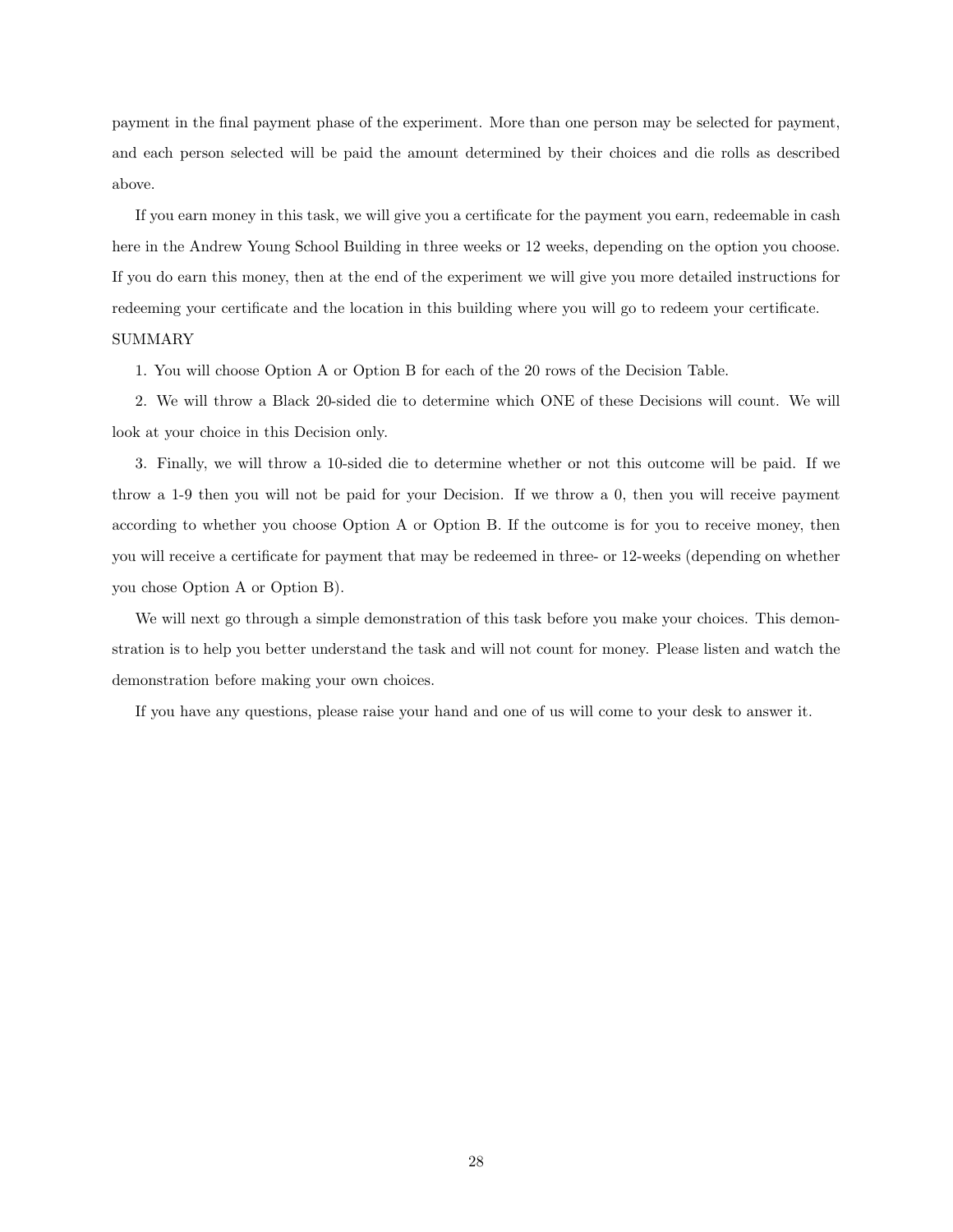payment in the final payment phase of the experiment. More than one person may be selected for payment, and each person selected will be paid the amount determined by their choices and die rolls as described above.

If you earn money in this task, we will give you a certificate for the payment you earn, redeemable in cash here in the Andrew Young School Building in three weeks or 12 weeks, depending on the option you choose. If you do earn this money, then at the end of the experiment we will give you more detailed instructions for redeeming your certificate and the location in this building where you will go to redeem your certificate.

SUMMARY

1. You will choose Option A or Option B for each of the 20 rows of the Decision Table.

2. We will throw a Black 20-sided die to determine which ONE of these Decisions will count. We will look at your choice in this Decision only.

3. Finally, we will throw a 10-sided die to determine whether or not this outcome will be paid. If we throw a 1-9 then you will not be paid for your Decision. If we throw a 0, then you will receive payment according to whether you choose Option A or Option B. If the outcome is for you to receive money, then you will receive a certificate for payment that may be redeemed in three- or 12-weeks (depending on whether you chose Option A or Option B).

We will next go through a simple demonstration of this task before you make your choices. This demonstration is to help you better understand the task and will not count for money. Please listen and watch the demonstration before making your own choices.

If you have any questions, please raise your hand and one of us will come to your desk to answer it.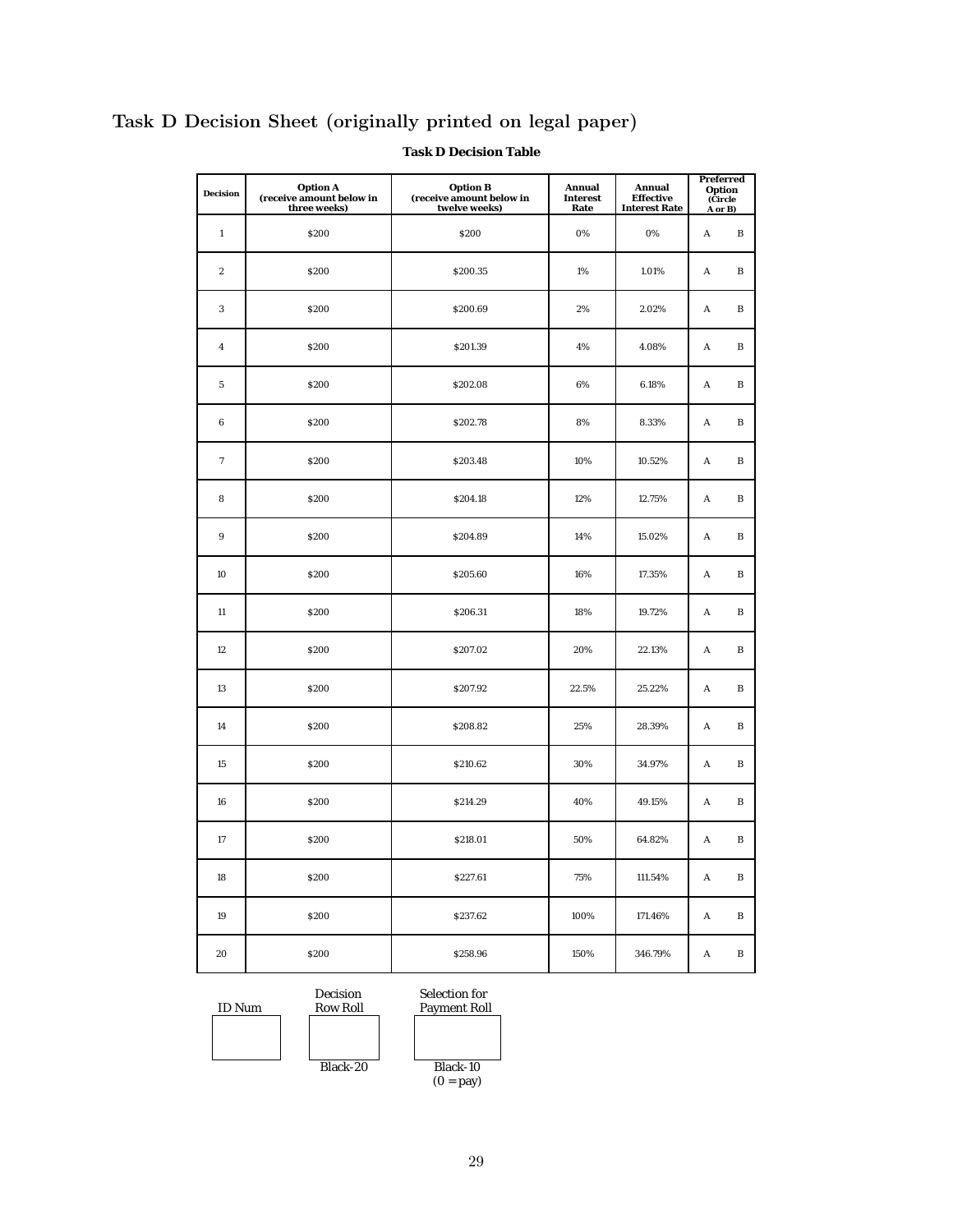## Task D Decision Sheet (originally printed on legal paper)

**Task D Decision Table**

| Decision | Option A (receive amount below in three weeks) | Option B (receive amount below in twelve weeks) | Annual Interest Rate | Annual Effective Interest Rate | Preferred Option (Circle A or B) |
|---|---|---|---|---|---|
| 1 | $200 | $200 | 0% | 0% | A B |
| 2 | $200 | $200.35 | 1% | 1.01% | A B |
| 3 | $200 | $200.69 | 2% | 2.02% | A B |
| 4 | $200 | $201.39 | 4% | 4.08% | A B |
| 5 | $200 | $202.08 | 6% | 6.18% | A B |
| 6 | $200 | $202.78 | 8% | 8.33% | A B |
| 7 | $200 | $203.48 | 10% | 10.52% | A B |
| 8 | $200 | $204.18 | 12% | 12.75% | A B |
| 9 | $200 | $204.89 | 14% | 15.02% | A B |
| 10 | $200 | $205.60 | 16% | 17.35% | A B |
| 11 | $200 | $206.31 | 18% | 19.72% | A B |
| 12 | $200 | $207.02 | 20% | 22.13% | A B |
| 13 | $200 | $207.92 | 22.5% | 25.22% | A B |
| 14 | $200 | $208.82 | 25% | 28.39% | A B |
| 15 | $200 | $210.62 | 30% | 34.97% | A B |
| 16 | $200 | $214.29 | 40% | 49.15% | A B |
| 17 | $200 | $218.01 | 50% | 64.82% | A B |
| 18 | $200 | $227.61 | 75% | 111.54% | A B |
| 19 | $200 | $237.62 | 100% | 171.46% | A B |
| 20 | $200 | $258.96 | 150% | 346.79% | A B |

| ID Num | Decision Row Roll | Selection for Payment Roll |
|---|---|---|
| | | |
| | Black-20 | Black-10 (0 = pay) |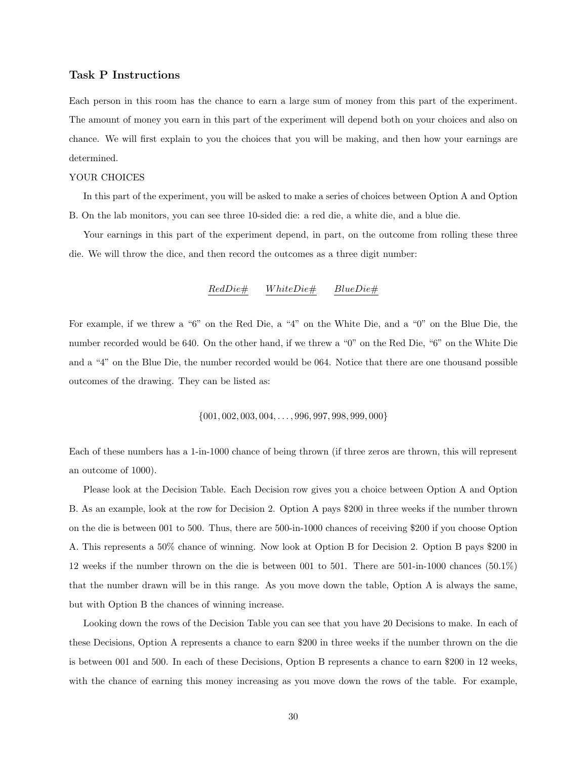### Task P Instructions

Each person in this room has the chance to earn a large sum of money from this part of the experiment. The amount of money you earn in this part of the experiment will depend both on your choices and also on chance. We will first explain to you the choices that you will be making, and then how your earnings are determined.

YOUR CHOICES

In this part of the experiment, you will be asked to make a series of choices between Option A and Option B. On the lab monitors, you can see three 10-sided die: a red die, a white die, and a blue die.

Your earnings in this part of the experiment depend, in part, on the outcome from rolling these three die. We will throw the dice, and then record the outcomes as a three digit number:

$$\underline{RedDie\#} \quad \underline{WhiteDie\#} \quad \underline{BlueDie\#}$$

For example, if we threw a "6" on the Red Die, a "4" on the White Die, and a "0" on the Blue Die, the number recorded would be 640. On the other hand, if we threw a "0" on the Red Die, "6" on the White Die and a "4" on the Blue Die, the number recorded would be 064. Notice that there are one thousand possible outcomes of the drawing. They can be listed as:

$$\{001, 002, 003, 004, \ldots, 996, 997, 998, 999, 000\}$$

Each of these numbers has a 1-in-1000 chance of being thrown (if three zeros are thrown, this will represent an outcome of 1000).

Please look at the Decision Table. Each Decision row gives you a choice between Option A and Option B. As an example, look at the row for Decision 2. Option A pays $200 in three weeks if the number thrown on the die is between 001 to 500. Thus, there are 500-in-1000 chances of receiving $200 if you choose Option A. This represents a 50% chance of winning. Now look at Option B for Decision 2. Option B pays $200 in 12 weeks if the number thrown on the die is between 001 to 501. There are 501-in-1000 chances (50.1%) that the number drawn will be in this range. As you move down the table, Option A is always the same, but with Option B the chances of winning increase.

Looking down the rows of the Decision Table you can see that you have 20 Decisions to make. In each of these Decisions, Option A represents a chance to earn $200 in three weeks if the number thrown on the die is between 001 and 500. In each of these Decisions, Option B represents a chance to earn $200 in 12 weeks, with the chance of earning this money increasing as you move down the rows of the table. For example,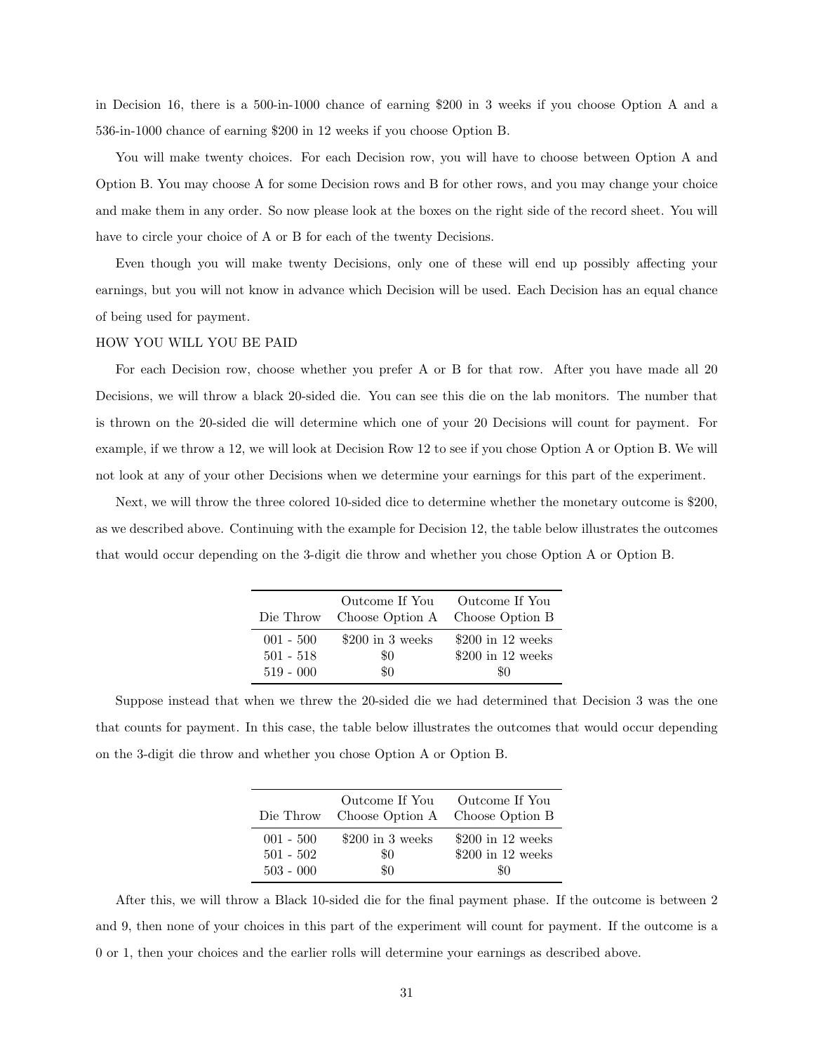in Decision 16, there is a 500-in-1000 chance of earning $200 in 3 weeks if you choose Option A and a 536-in-1000 chance of earning $200 in 12 weeks if you choose Option B.

You will make twenty choices. For each Decision row, you will have to choose between Option A and Option B. You may choose A for some Decision rows and B for other rows, and you may change your choice and make them in any order. So now please look at the boxes on the right side of the record sheet. You will have to circle your choice of A or B for each of the twenty Decisions.

Even though you will make twenty Decisions, only one of these will end up possibly affecting your earnings, but you will not know in advance which Decision will be used. Each Decision has an equal chance of being used for payment.

HOW YOU WILL YOU BE PAID

For each Decision row, choose whether you prefer A or B for that row. After you have made all 20 Decisions, we will throw a black 20-sided die. You can see this die on the lab monitors. The number that is thrown on the 20-sided die will determine which one of your 20 Decisions will count for payment. For example, if we throw a 12, we will look at Decision Row 12 to see if you chose Option A or Option B. We will not look at any of your other Decisions when we determine your earnings for this part of the experiment.

Next, we will throw the three colored 10-sided dice to determine whether the monetary outcome is $200, as we described above. Continuing with the example for Decision 12, the table below illustrates the outcomes that would occur depending on the 3-digit die throw and whether you chose Option A or Option B.

| Die Throw | Outcome If You Choose Option A | Outcome If You Choose Option B |
|---|---|---|
| 001 - 500 | $200 in 3 weeks | $200 in 12 weeks |
| 501 - 518 | $0 | $200 in 12 weeks |
| 519 - 000 | $0 | $0 |

Suppose instead that when we threw the 20-sided die we had determined that Decision 3 was the one that counts for payment. In this case, the table below illustrates the outcomes that would occur depending on the 3-digit die throw and whether you chose Option A or Option B.

| Die Throw | Outcome If You Choose Option A | Outcome If You Choose Option B |
|---|---|---|
| 001 - 500 | $200 in 3 weeks | $200 in 12 weeks |
| 501 - 502 | $0 | $200 in 12 weeks |
| 503 - 000 | $0 | $0 |

After this, we will throw a Black 10-sided die for the final payment phase. If the outcome is between 2 and 9, then none of your choices in this part of the experiment will count for payment. If the outcome is a 0 or 1, then your choices and the earlier rolls will determine your earnings as described above.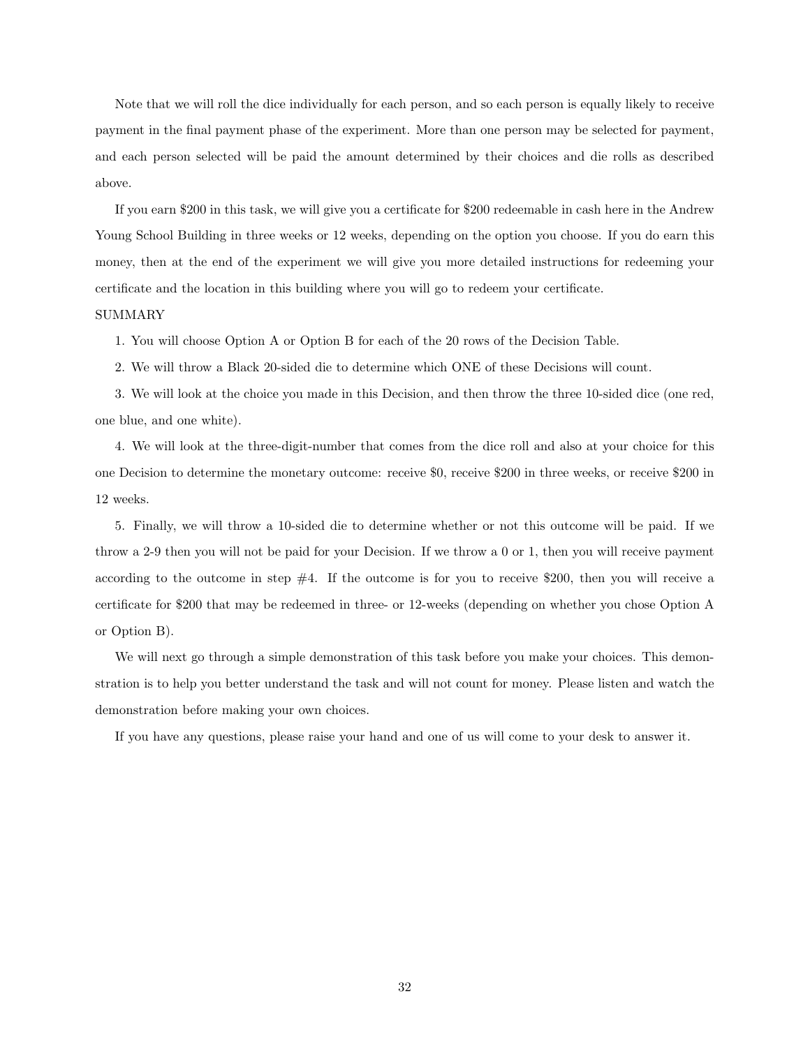Note that we will roll the dice individually for each person, and so each person is equally likely to receive payment in the final payment phase of the experiment. More than one person may be selected for payment, and each person selected will be paid the amount determined by their choices and die rolls as described above.

If you earn $200 in this task, we will give you a certificate for $200 redeemable in cash here in the Andrew Young School Building in three weeks or 12 weeks, depending on the option you choose. If you do earn this money, then at the end of the experiment we will give you more detailed instructions for redeeming your certificate and the location in this building where you will go to redeem your certificate.

SUMMARY

1. You will choose Option A or Option B for each of the 20 rows of the Decision Table.

2. We will throw a Black 20-sided die to determine which ONE of these Decisions will count.

3. We will look at the choice you made in this Decision, and then throw the three 10-sided dice (one red, one blue, and one white).

4. We will look at the three-digit-number that comes from the dice roll and also at your choice for this one Decision to determine the monetary outcome: receive $0, receive $200 in three weeks, or receive $200 in 12 weeks.

5. Finally, we will throw a 10-sided die to determine whether or not this outcome will be paid. If we throw a 2-9 then you will not be paid for your Decision. If we throw a 0 or 1, then you will receive payment according to the outcome in step #4. If the outcome is for you to receive $200, then you will receive a certificate for $200 that may be redeemed in three- or 12-weeks (depending on whether you chose Option A or Option B).

We will next go through a simple demonstration of this task before you make your choices. This demonstration is to help you better understand the task and will not count for money. Please listen and watch the demonstration before making your own choices.

If you have any questions, please raise your hand and one of us will come to your desk to answer it.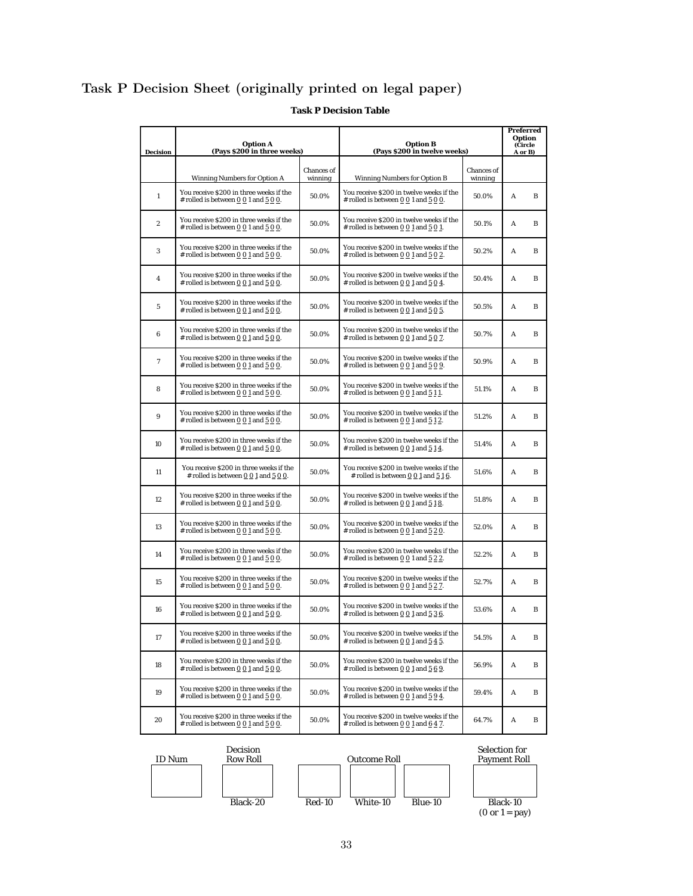## Task P Decision Sheet (originally printed on legal paper)

**Task P Decision Table**

| Decision | Option A (Pays $200 in three weeks) | | Option B (Pays $200 in twelve weeks) | | Preferred Option (Circle A or B) |
|---|---|---|---|---|---|
| | Winning Numbers for Option A | Chances of winning | Winning Numbers for Option B | Chances of winning | |
| 1 | You receive $200 in three weeks if the # rolled is between 0 0 1 and 5 0 0. | 50.0% | You receive $200 in twelve weeks if the # rolled is between 0 0 1 and 5 0 0. | 50.0% | A B |
| 2 | You receive $200 in three weeks if the # rolled is between 0 0 1 and 5 0 0. | 50.0% | You receive $200 in twelve weeks if the # rolled is between 0 0 1 and 5 0 1. | 50.1% | A B |
| 3 | You receive $200 in three weeks if the # rolled is between 0 0 1 and 5 0 0. | 50.0% | You receive $200 in twelve weeks if the # rolled is between 0 0 1 and 5 0 2. | 50.2% | A B |
| 4 | You receive $200 in three weeks if the # rolled is between 0 0 1 and 5 0 0. | 50.0% | You receive $200 in twelve weeks if the # rolled is between 0 0 1 and 5 0 4. | 50.4% | A B |
| 5 | You receive $200 in three weeks if the # rolled is between 0 0 1 and 5 0 0. | 50.0% | You receive $200 in twelve weeks if the # rolled is between 0 0 1 and 5 0 5. | 50.5% | A B |
| 6 | You receive $200 in three weeks if the # rolled is between 0 0 1 and 5 0 0. | 50.0% | You receive $200 in twelve weeks if the # rolled is between 0 0 1 and 5 0 7. | 50.7% | A B |
| 7 | You receive $200 in three weeks if the # rolled is between 0 0 1 and 5 0 0. | 50.0% | You receive $200 in twelve weeks if the # rolled is between 0 0 1 and 5 0 9. | 50.9% | A B |
| 8 | You receive $200 in three weeks if the # rolled is between 0 0 1 and 5 0 0. | 50.0% | You receive $200 in twelve weeks if the # rolled is between 0 0 1 and 5 1 1. | 51.1% | A B |
| 9 | You receive $200 in three weeks if the # rolled is between 0 0 1 and 5 0 0. | 50.0% | You receive $200 in twelve weeks if the # rolled is between 0 0 1 and 5 1 2. | 51.2% | A B |
| 10 | You receive $200 in three weeks if the # rolled is between 0 0 1 and 5 0 0. | 50.0% | You receive $200 in twelve weeks if the # rolled is between 0 0 1 and 5 1 4. | 51.4% | A B |
| 11 | You receive $200 in three weeks if the # rolled is between 0 0 1 and 5 0 0. | 50.0% | You receive $200 in twelve weeks if the # rolled is between 0 0 1 and 5 1 6. | 51.6% | A B |
| 12 | You receive $200 in three weeks if the # rolled is between 0 0 1 and 5 0 0. | 50.0% | You receive $200 in twelve weeks if the # rolled is between 0 0 1 and 5 1 8. | 51.8% | A B |
| 13 | You receive $200 in three weeks if the # rolled is between 0 0 1 and 5 0 0. | 50.0% | You receive $200 in twelve weeks if the # rolled is between 0 0 1 and 5 2 0. | 52.0% | A B |
| 14 | You receive $200 in three weeks if the # rolled is between 0 0 1 and 5 0 0. | 50.0% | You receive $200 in twelve weeks if the # rolled is between 0 0 1 and 5 2 2. | 52.2% | A B |
| 15 | You receive $200 in three weeks if the # rolled is between 0 0 1 and 5 0 0. | 50.0% | You receive $200 in twelve weeks if the # rolled is between 0 0 1 and 5 2 7. | 52.7% | A B |
| 16 | You receive $200 in three weeks if the # rolled is between 0 0 1 and 5 0 0. | 50.0% | You receive $200 in twelve weeks if the # rolled is between 0 0 1 and 5 3 6. | 53.6% | A B |
| 17 | You receive $200 in three weeks if the # rolled is between 0 0 1 and 5 0 0. | 50.0% | You receive $200 in twelve weeks if the # rolled is between 0 0 1 and 5 4 5. | 54.5% | A B |
| 18 | You receive $200 in three weeks if the # rolled is between 0 0 1 and 5 0 0. | 50.0% | You receive $200 in twelve weeks if the # rolled is between 0 0 1 and 5 6 9. | 56.9% | A B |
| 19 | You receive $200 in three weeks if the # rolled is between 0 0 1 and 5 0 0. | 50.0% | You receive $200 in twelve weeks if the # rolled is between 0 0 1 and 5 9 4. | 59.4% | A B |
| 20 | You receive $200 in three weeks if the # rolled is between 0 0 1 and 5 0 0. | 50.0% | You receive $200 in twelve weeks if the # rolled is between 0 0 1 and 6 4 7. | 64.7% | A B |

| ID Num | Decision Row Roll | Outcome Roll | | | Selection for Payment Roll |
|---|---|---|---|---|---|
| | | | | | |
| | Black-20 | Red-10 | White-10 | Blue-10 | Black-10 (0 or 1 = pay) |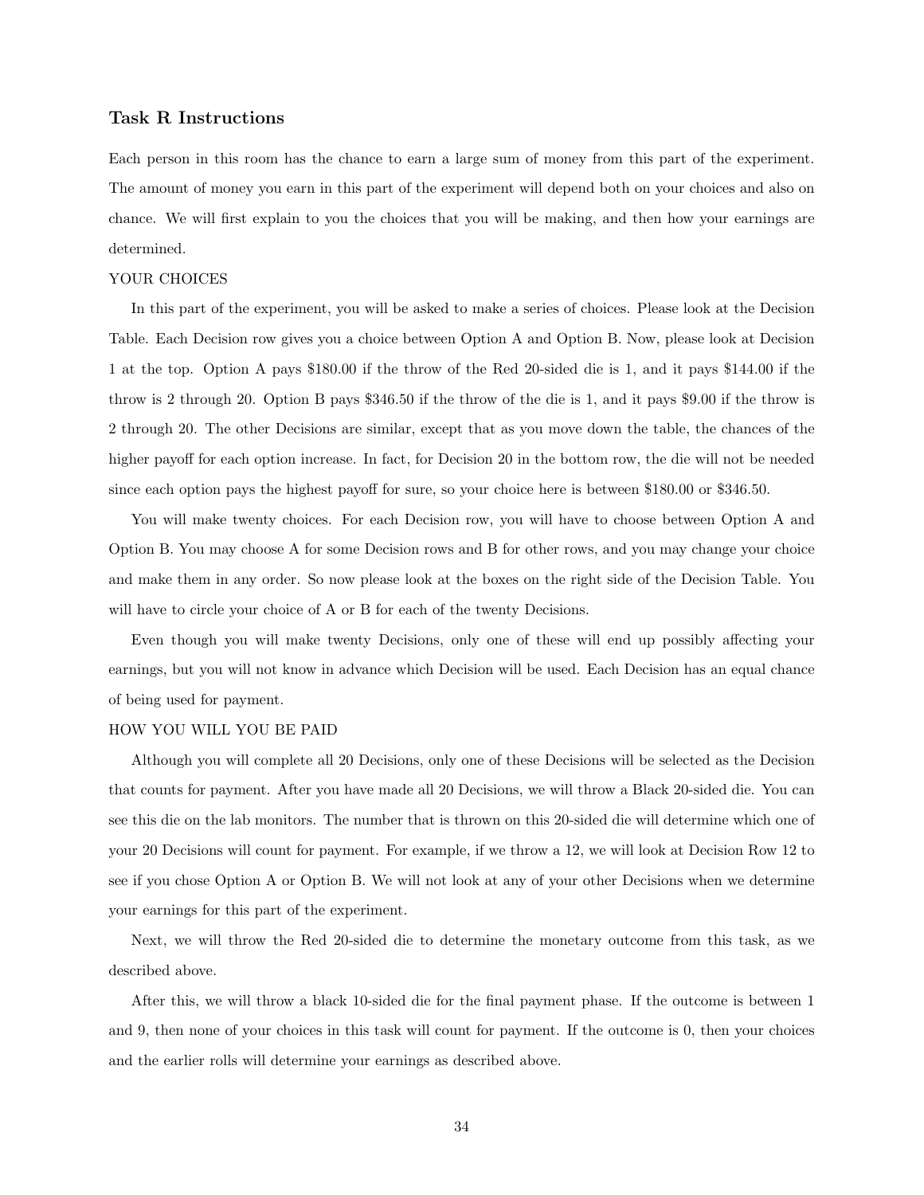### Task R Instructions

Each person in this room has the chance to earn a large sum of money from this part of the experiment. The amount of money you earn in this part of the experiment will depend both on your choices and also on chance. We will first explain to you the choices that you will be making, and then how your earnings are determined.

YOUR CHOICES

In this part of the experiment, you will be asked to make a series of choices. Please look at the Decision Table. Each Decision row gives you a choice between Option A and Option B. Now, please look at Decision 1 at the top. Option A pays $180.00 if the throw of the Red 20-sided die is 1, and it pays $144.00 if the throw is 2 through 20. Option B pays $346.50 if the throw of the die is 1, and it pays $9.00 if the throw is 2 through 20. The other Decisions are similar, except that as you move down the table, the chances of the higher payoff for each option increase. In fact, for Decision 20 in the bottom row, the die will not be needed since each option pays the highest payoff for sure, so your choice here is between $180.00 or $346.50.

You will make twenty choices. For each Decision row, you will have to choose between Option A and Option B. You may choose A for some Decision rows and B for other rows, and you may change your choice and make them in any order. So now please look at the boxes on the right side of the Decision Table. You will have to circle your choice of A or B for each of the twenty Decisions.

Even though you will make twenty Decisions, only one of these will end up possibly affecting your earnings, but you will not know in advance which Decision will be used. Each Decision has an equal chance of being used for payment.

HOW YOU WILL YOU BE PAID

Although you will complete all 20 Decisions, only one of these Decisions will be selected as the Decision that counts for payment. After you have made all 20 Decisions, we will throw a Black 20-sided die. You can see this die on the lab monitors. The number that is thrown on this 20-sided die will determine which one of your 20 Decisions will count for payment. For example, if we throw a 12, we will look at Decision Row 12 to see if you chose Option A or Option B. We will not look at any of your other Decisions when we determine your earnings for this part of the experiment.

Next, we will throw the Red 20-sided die to determine the monetary outcome from this task, as we described above.

After this, we will throw a black 10-sided die for the final payment phase. If the outcome is between 1 and 9, then none of your choices in this task will count for payment. If the outcome is 0, then your choices and the earlier rolls will determine your earnings as described above.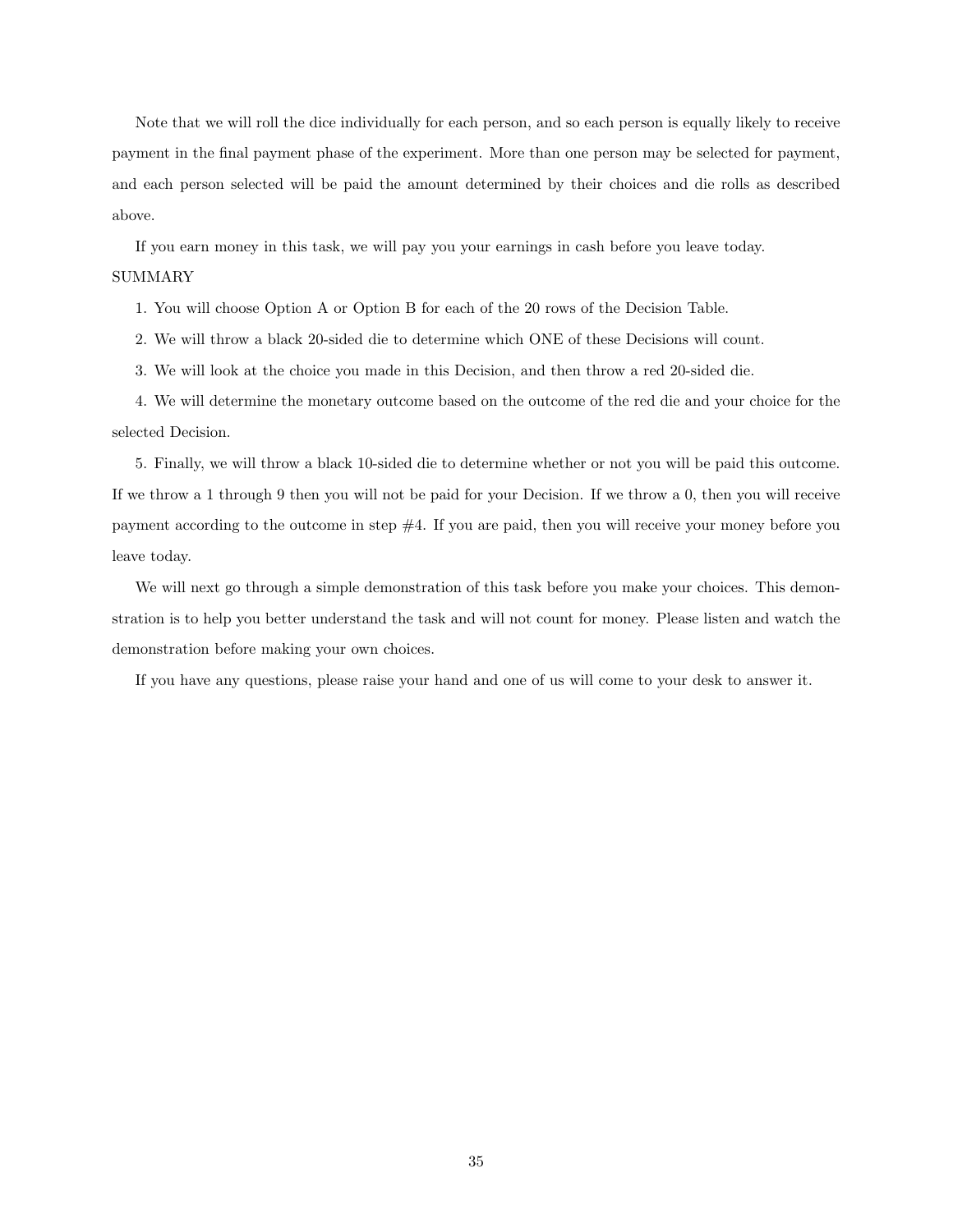Note that we will roll the dice individually for each person, and so each person is equally likely to receive payment in the final payment phase of the experiment. More than one person may be selected for payment, and each person selected will be paid the amount determined by their choices and die rolls as described above.

If you earn money in this task, we will pay you your earnings in cash before you leave today.

SUMMARY

1. You will choose Option A or Option B for each of the 20 rows of the Decision Table.

2. We will throw a black 20-sided die to determine which ONE of these Decisions will count.

3. We will look at the choice you made in this Decision, and then throw a red 20-sided die.

4. We will determine the monetary outcome based on the outcome of the red die and your choice for the selected Decision.

5. Finally, we will throw a black 10-sided die to determine whether or not you will be paid this outcome. If we throw a 1 through 9 then you will not be paid for your Decision. If we throw a 0, then you will receive payment according to the outcome in step #4. If you are paid, then you will receive your money before you leave today.

We will next go through a simple demonstration of this task before you make your choices. This demonstration is to help you better understand the task and will not count for money. Please listen and watch the demonstration before making your own choices.

If you have any questions, please raise your hand and one of us will come to your desk to answer it.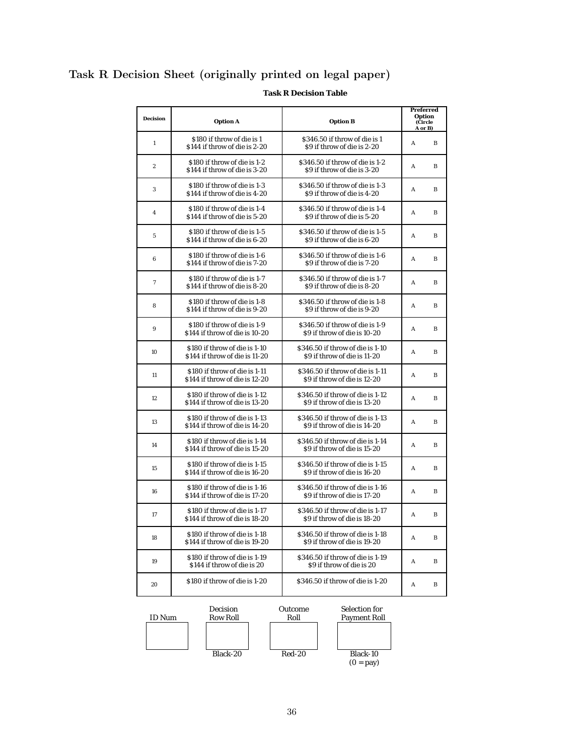## Task R Decision Sheet (originally printed on legal paper)

**Task R Decision Table**

| Decision | Option A | Option B | Preferred Option (Circle A or B) |
|---|---|---|---|
| 1 | $180 if throw of die is 1<br>$144 if throw of die is 2-20 | $346.50 if throw of die is 1<br>$9 if throw of die is 2-20 | A B |
| 2 | $180 if throw of die is 1-2<br>$144 if throw of die is 3-20 | $346.50 if throw of die is 1-2<br>$9 if throw of die is 3-20 | A B |
| 3 | $180 if throw of die is 1-3<br>$144 if throw of die is 4-20 | $346.50 if throw of die is 1-3<br>$9 if throw of die is 4-20 | A B |
| 4 | $180 if throw of die is 1-4<br>$144 if throw of die is 5-20 | $346.50 if throw of die is 1-4<br>$9 if throw of die is 5-20 | A B |
| 5 | $180 if throw of die is 1-5<br>$144 if throw of die is 6-20 | $346.50 if throw of die is 1-5<br>$9 if throw of die is 6-20 | A B |
| 6 | $180 if throw of die is 1-6<br>$144 if throw of die is 7-20 | $346.50 if throw of die is 1-6<br>$9 if throw of die is 7-20 | A B |
| 7 | $180 if throw of die is 1-7<br>$144 if throw of die is 8-20 | $346.50 if throw of die is 1-7<br>$9 if throw of die is 8-20 | A B |
| 8 | $180 if throw of die is 1-8<br>$144 if throw of die is 9-20 | $346.50 if throw of die is 1-8<br>$9 if throw of die is 9-20 | A B |
| 9 | $180 if throw of die is 1-9<br>$144 if throw of die is 10-20 | $346.50 if throw of die is 1-9<br>$9 if throw of die is 10-20 | A B |
| 10 | $180 if throw of die is 1-10<br>$144 if throw of die is 11-20 | $346.50 if throw of die is 1-10<br>$9 if throw of die is 11-20 | A B |
| 11 | $180 if throw of die is 1-11<br>$144 if throw of die is 12-20 | $346.50 if throw of die is 1-11<br>$9 if throw of die is 12-20 | A B |
| 12 | $180 if throw of die is 1-12<br>$144 if throw of die is 13-20 | $346.50 if throw of die is 1-12<br>$9 if throw of die is 13-20 | A B |
| 13 | $180 if throw of die is 1-13<br>$144 if throw of die is 14-20 | $346.50 if throw of die is 1-13<br>$9 if throw of die is 14-20 | A B |
| 14 | $180 if throw of die is 1-14<br>$144 if throw of die is 15-20 | $346.50 if throw of die is 1-14<br>$9 if throw of die is 15-20 | A B |
| 15 | $180 if throw of die is 1-15<br>$144 if throw of die is 16-20 | $346.50 if throw of die is 1-15<br>$9 if throw of die is 16-20 | A B |
| 16 | $180 if throw of die is 1-16<br>$144 if throw of die is 17-20 | $346.50 if throw of die is 1-16<br>$9 if throw of die is 17-20 | A B |
| 17 | $180 if throw of die is 1-17<br>$144 if throw of die is 18-20 | $346.50 if throw of die is 1-17<br>$9 if throw of die is 18-20 | A B |
| 18 | $180 if throw of die is 1-18<br>$144 if throw of die is 19-20 | $346.50 if throw of die is 1-18<br>$9 if throw of die is 19-20 | A B |
| 19 | $180 if throw of die is 1-19<br>$144 if throw of die is 20 | $346.50 if throw of die is 1-19<br>$9 if throw of die is 20 | A B |
| 20 | $180 if throw of die is 1-20 | $346.50 if throw of die is 1-20 | A B |

| ID Num | Decision Row Roll | Outcome Roll | Selection for Payment Roll |
|---|---|---|---|
| | | | |
| | Black-20 | Red-20 | Black-10 (0 = pay) |